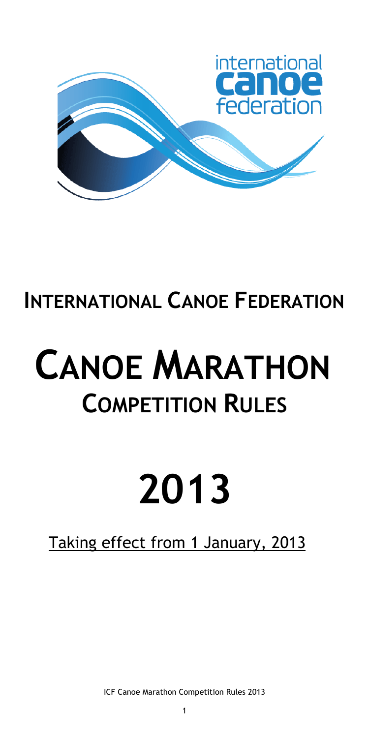# INTERNATIONAL CANOE FEDERATION

# CANOE MARATHON
## COMPETITION RULES

# 2013

Taking effect from 1 January, 2013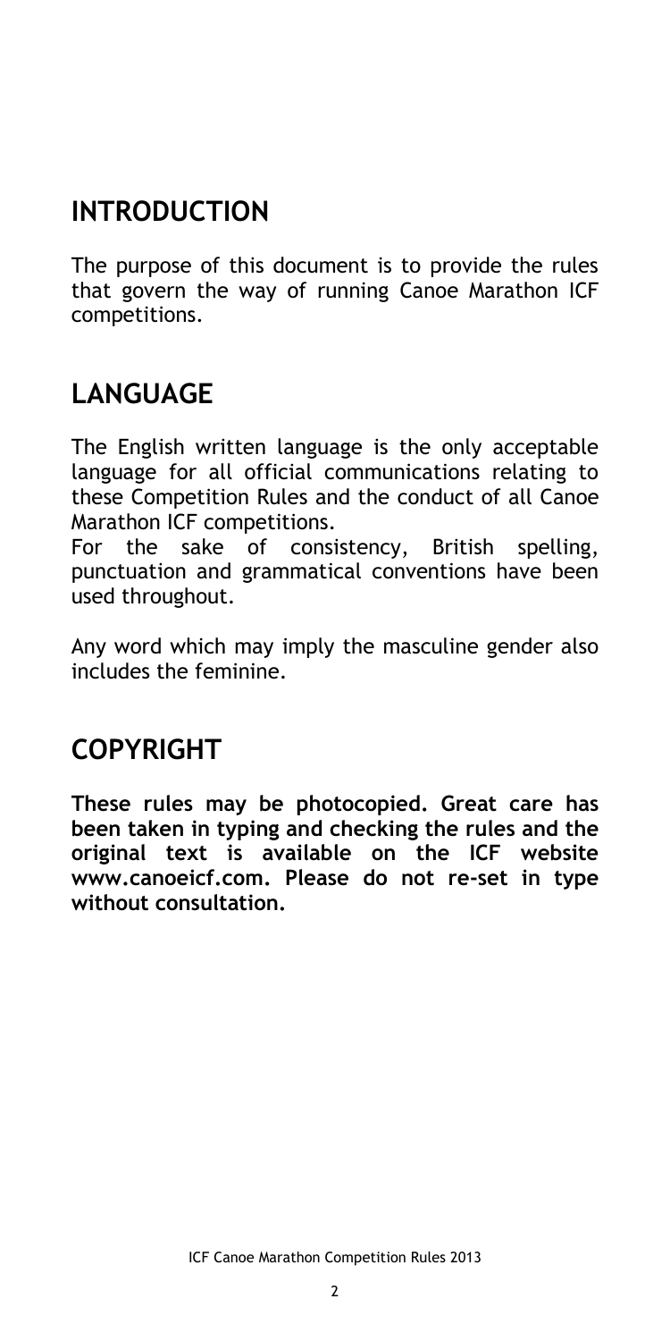## INTRODUCTION

The purpose of this document is to provide the rules that govern the way of running Canoe Marathon ICF competitions.

## LANGUAGE

The English written language is the only acceptable language for all official communications relating to these Competition Rules and the conduct of all Canoe Marathon ICF competitions.
For the sake of consistency, British spelling, punctuation and grammatical conventions have been used throughout.

Any word which may imply the masculine gender also includes the feminine.

## COPYRIGHT

**These rules may be photocopied. Great care has been taken in typing and checking the rules and the original text is available on the ICF website www.canoeicf.com. Please do not re-set in type without consultation.**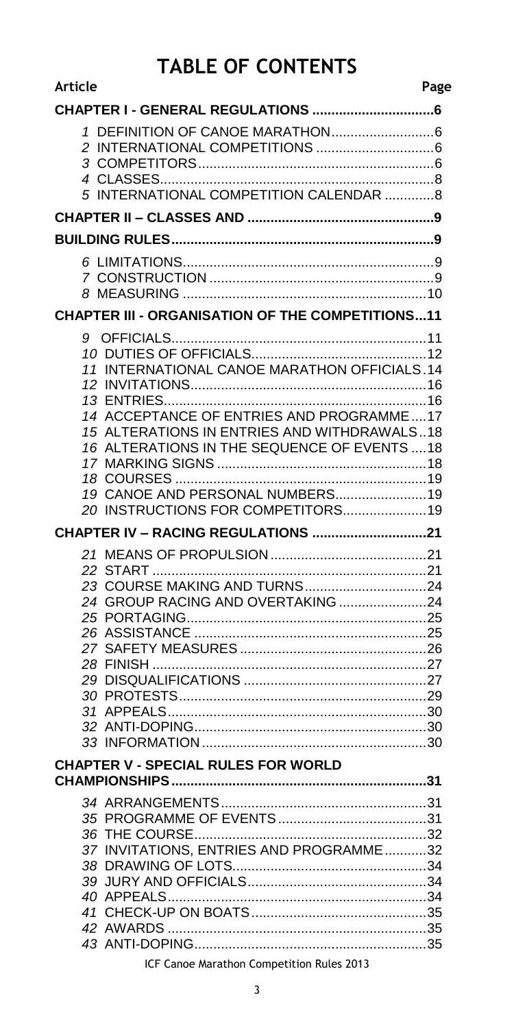# TABLE OF CONTENTS

| Article | | Page |
|---|---|---|
| **CHAPTER I - GENERAL REGULATIONS** | | **6** |
| 1 | DEFINITION OF CANOE MARATHON | 6 |
| 2 | INTERNATIONAL COMPETITIONS | 6 |
| 3 | COMPETITORS | 6 |
| 4 | CLASSES | 8 |
| 5 | INTERNATIONAL COMPETITION CALENDAR | 8 |
| **CHAPTER II – CLASSES AND** | | **9** |
| **BUILDING RULES** | | **9** |
| 6 | LIMITATIONS | 9 |
| 7 | CONSTRUCTION | 9 |
| 8 | MEASURING | 10 |
| **CHAPTER III - ORGANISATION OF THE COMPETITIONS** | | **11** |
| 9 | OFFICIALS | 11 |
| 10 | DUTIES OF OFFICIALS | 12 |
| 11 | INTERNATIONAL CANOE MARATHON OFFICIALS | 14 |
| 12 | INVITATIONS | 16 |
| 13 | ENTRIES | 16 |
| 14 | ACCEPTANCE OF ENTRIES AND PROGRAMME | 17 |
| 15 | ALTERATIONS IN ENTRIES AND WITHDRAWALS | 18 |
| 16 | ALTERATIONS IN THE SEQUENCE OF EVENTS | 18 |
| 17 | MARKING SIGNS | 18 |
| 18 | COURSES | 19 |
| 19 | CANOE AND PERSONAL NUMBERS | 19 |
| 20 | INSTRUCTIONS FOR COMPETITORS | 19 |
| **CHAPTER IV – RACING REGULATIONS** | | **21** |
| 21 | MEANS OF PROPULSION | 21 |
| 22 | START | 21 |
| 23 | COURSE MAKING AND TURNS | 24 |
| 24 | GROUP RACING AND OVERTAKING | 24 |
| 25 | PORTAGING | 25 |
| 26 | ASSISTANCE | 25 |
| 27 | SAFETY MEASURES | 26 |
| 28 | FINISH | 27 |
| 29 | DISQUALIFICATIONS | 27 |
| 30 | PROTESTS | 29 |
| 31 | APPEALS | 30 |
| 32 | ANTI-DOPING | 30 |
| 33 | INFORMATION | 30 |
| **CHAPTER V - SPECIAL RULES FOR WORLD CHAMPIONSHIPS** | | **31** |
| 34 | ARRANGEMENTS | 31 |
| 35 | PROGRAMME OF EVENTS | 31 |
| 36 | THE COURSE | 32 |
| 37 | INVITATIONS, ENTRIES AND PROGRAMME | 32 |
| 38 | DRAWING OF LOTS | 34 |
| 39 | JURY AND OFFICIALS | 34 |
| 40 | APPEALS | 34 |
| 41 | CHECK-UP ON BOATS | 35 |
| 42 | AWARDS | 35 |
| 43 | ANTI-DOPING | 35 |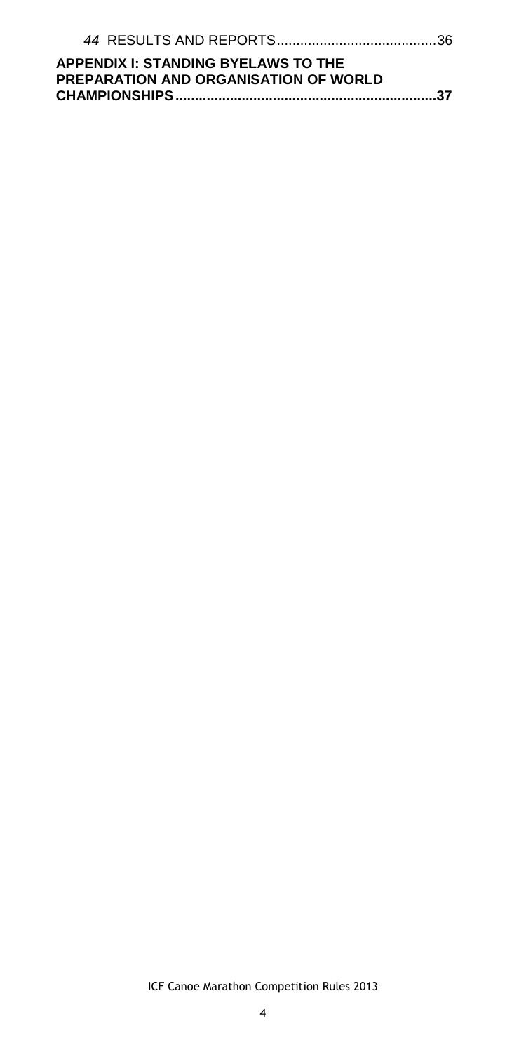*44* RESULTS AND REPORTS.........................................36

**APPENDIX I: STANDING BYELAWS TO THE PREPARATION AND ORGANISATION OF WORLD CHAMPIONSHIPS.................................................................37**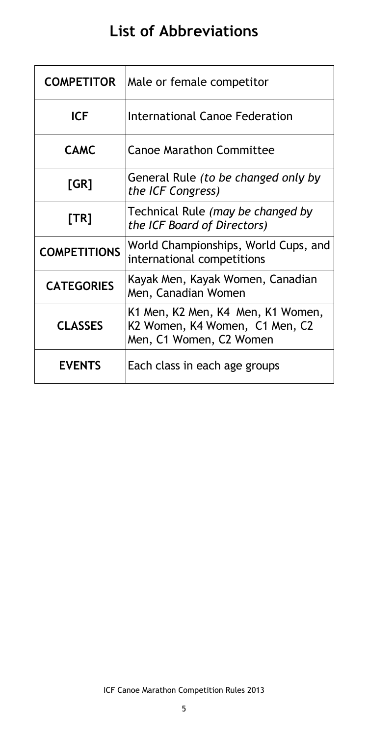# List of Abbreviations

| | |
|---|---|
| **COMPETITOR** | Male or female competitor |
| **ICF** | International Canoe Federation |
| **CAMC** | Canoe Marathon Committee |
| **[GR]** | General Rule *(to be changed only by the ICF Congress)* |
| **[TR]** | Technical Rule *(may be changed by the ICF Board of Directors)* |
| **COMPETITIONS** | World Championships, World Cups, and international competitions |
| **CATEGORIES** | Kayak Men, Kayak Women, Canadian Men, Canadian Women |
| **CLASSES** | K1 Men, K2 Men, K4 Men, K1 Women, K2 Women, K4 Women, C1 Men, C2 Men, C1 Women, C2 Women |
| **EVENTS** | Each class in each age groups |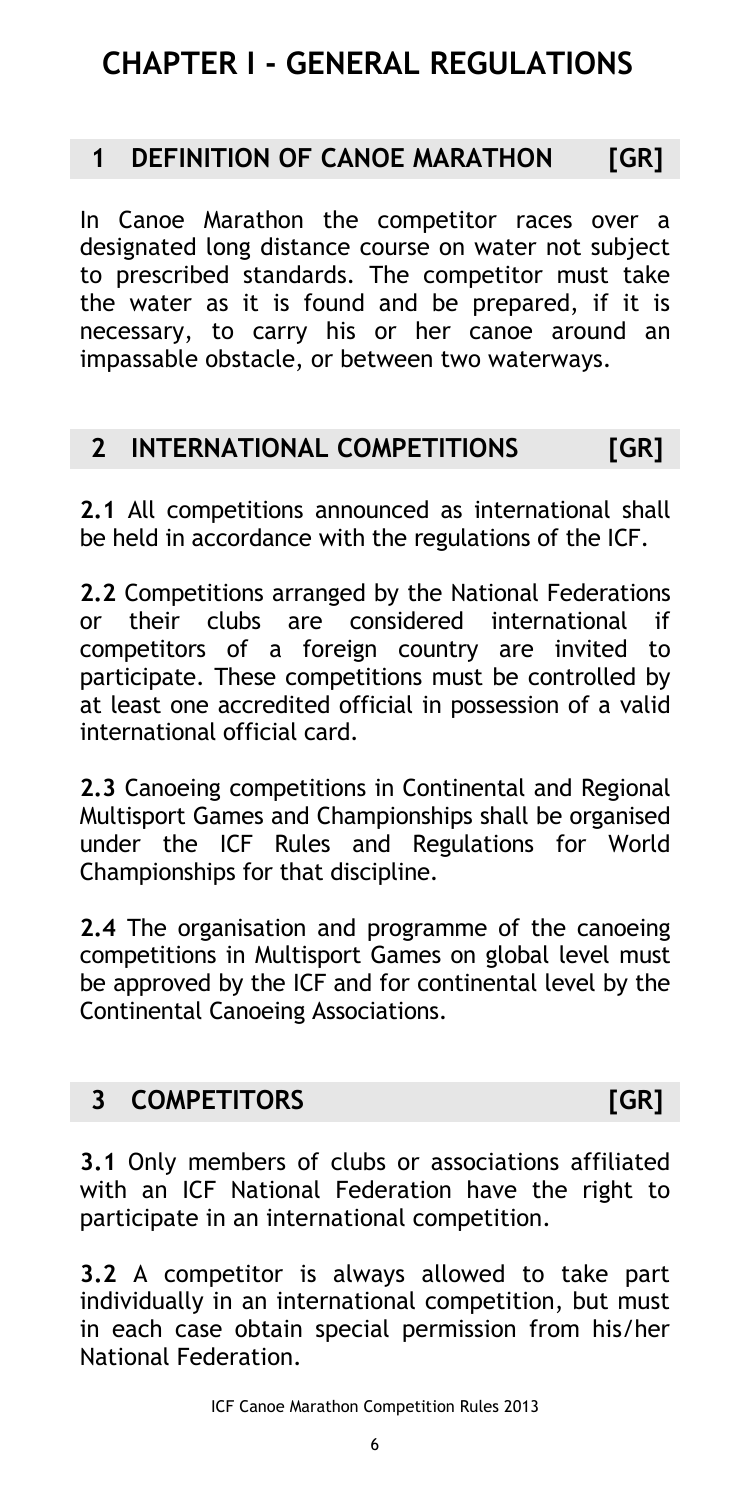# CHAPTER I - GENERAL REGULATIONS

## 1 DEFINITION OF CANOE MARATHON [GR]

In Canoe Marathon the competitor races over a designated long distance course on water not subject to prescribed standards. The competitor must take the water as it is found and be prepared, if it is necessary, to carry his or her canoe around an impassable obstacle, or between two waterways.

## 2 INTERNATIONAL COMPETITIONS [GR]

**2.1** All competitions announced as international shall be held in accordance with the regulations of the ICF.

**2.2** Competitions arranged by the National Federations or their clubs are considered international if competitors of a foreign country are invited to participate. These competitions must be controlled by at least one accredited official in possession of a valid international official card.

**2.3** Canoeing competitions in Continental and Regional Multisport Games and Championships shall be organised under the ICF Rules and Regulations for World Championships for that discipline.

**2.4** The organisation and programme of the canoeing competitions in Multisport Games on global level must be approved by the ICF and for continental level by the Continental Canoeing Associations.

## 3 COMPETITORS [GR]

**3.1** Only members of clubs or associations affiliated with an ICF National Federation have the right to participate in an international competition.

**3.2** A competitor is always allowed to take part individually in an international competition, but must in each case obtain special permission from his/her National Federation.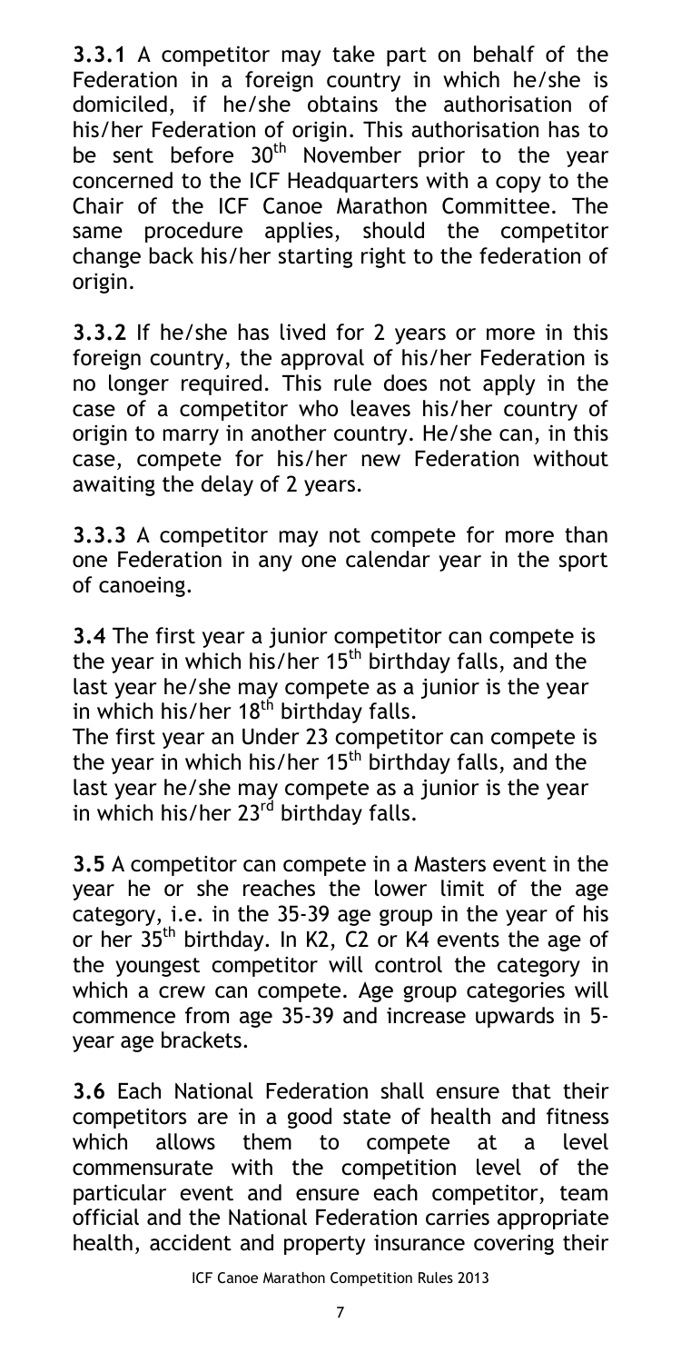**3.3.1** A competitor may take part on behalf of the Federation in a foreign country in which he/she is domiciled, if he/she obtains the authorisation of his/her Federation of origin. This authorisation has to be sent before 30th November prior to the year concerned to the ICF Headquarters with a copy to the Chair of the ICF Canoe Marathon Committee. The same procedure applies, should the competitor change back his/her starting right to the federation of origin.

**3.3.2** If he/she has lived for 2 years or more in this foreign country, the approval of his/her Federation is no longer required. This rule does not apply in the case of a competitor who leaves his/her country of origin to marry in another country. He/she can, in this case, compete for his/her new Federation without awaiting the delay of 2 years.

**3.3.3** A competitor may not compete for more than one Federation in any one calendar year in the sport of canoeing.

**3.4** The first year a junior competitor can compete is the year in which his/her 15th birthday falls, and the last year he/she may compete as a junior is the year in which his/her 18th birthday falls.
The first year an Under 23 competitor can compete is the year in which his/her 15th birthday falls, and the last year he/she may compete as a junior is the year in which his/her 23rd birthday falls.

**3.5** A competitor can compete in a Masters event in the year he or she reaches the lower limit of the age category, i.e. in the 35-39 age group in the year of his or her 35th birthday. In K2, C2 or K4 events the age of the youngest competitor will control the category in which a crew can compete. Age group categories will commence from age 35-39 and increase upwards in 5-year age brackets.

**3.6** Each National Federation shall ensure that their competitors are in a good state of health and fitness which allows them to compete at a level commensurate with the competition level of the particular event and ensure each competitor, team official and the National Federation carries appropriate health, accident and property insurance covering their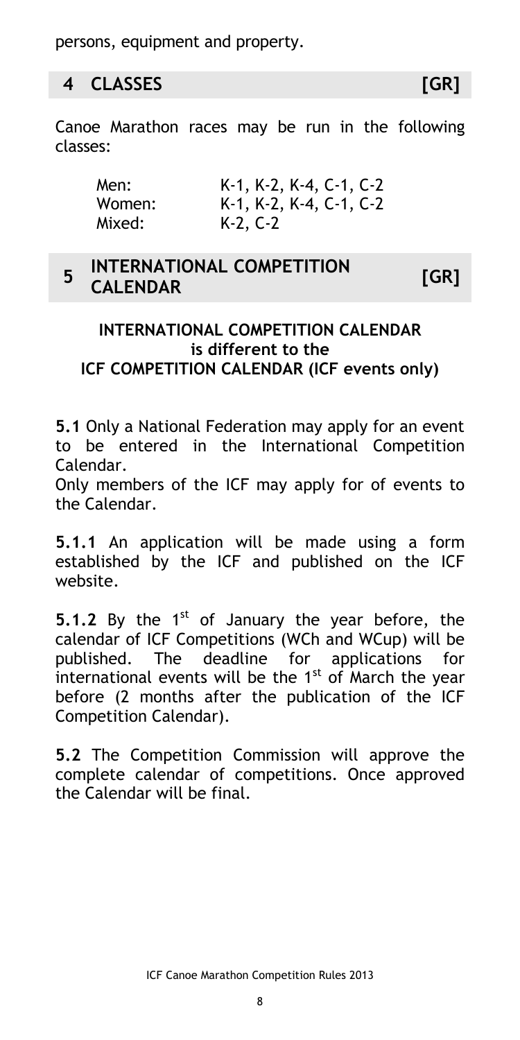persons, equipment and property.

## 4 CLASSES [GR]

Canoe Marathon races may be run in the following classes:

| | |
|---|---|
| Men: | K-1, K-2, K-4, C-1, C-2 |
| Women: | K-1, K-2, K-4, C-1, C-2 |
| Mixed: | K-2, C-2 |

## 5 INTERNATIONAL COMPETITION CALENDAR [GR]

**INTERNATIONAL COMPETITION CALENDAR is different to the ICF COMPETITION CALENDAR (ICF events only)**

**5.1** Only a National Federation may apply for an event to be entered in the International Competition Calendar.
Only members of the ICF may apply for of events to the Calendar.

**5.1.1** An application will be made using a form established by the ICF and published on the ICF website.

**5.1.2** By the 1st of January the year before, the calendar of ICF Competitions (WCh and WCup) will be published. The deadline for applications for international events will be the 1st of March the year before (2 months after the publication of the ICF Competition Calendar).

**5.2** The Competition Commission will approve the complete calendar of competitions. Once approved the Calendar will be final.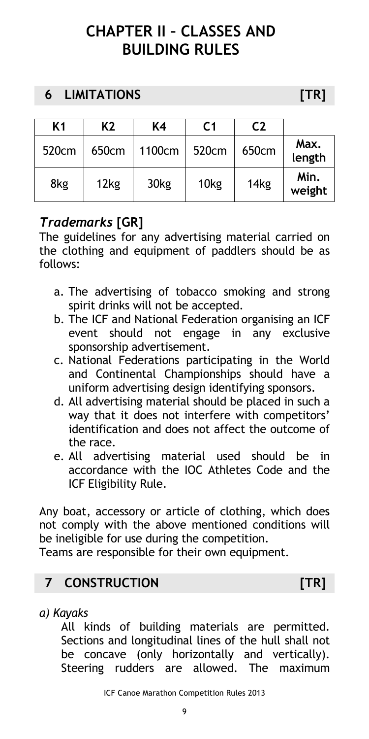# CHAPTER II – CLASSES AND BUILDING RULES

## 6 LIMITATIONS [TR]

| K1 | K2 | K4 | C1 | C2 | |
|---|---|---|---|---|---|
| 520cm | 650cm | 1100cm | 520cm | 650cm | **Max. length** |
| 8kg | 12kg | 30kg | 10kg | 14kg | **Min. weight** |

### *Trademarks* [GR]

The guidelines for any advertising material carried on the clothing and equipment of paddlers should be as follows:

a. The advertising of tobacco smoking and strong spirit drinks will not be accepted.
b. The ICF and National Federation organising an ICF event should not engage in any exclusive sponsorship advertisement.
c. National Federations participating in the World and Continental Championships should have a uniform advertising design identifying sponsors.
d. All advertising material should be placed in such a way that it does not interfere with competitors' identification and does not affect the outcome of the race.
e. All advertising material used should be in accordance with the IOC Athletes Code and the ICF Eligibility Rule.

Any boat, accessory or article of clothing, which does not comply with the above mentioned conditions will be ineligible for use during the competition.
Teams are responsible for their own equipment.

## 7 CONSTRUCTION [TR]

*a) Kayaks*

All kinds of building materials are permitted. Sections and longitudinal lines of the hull shall not be concave (only horizontally and vertically). Steering rudders are allowed. The maximum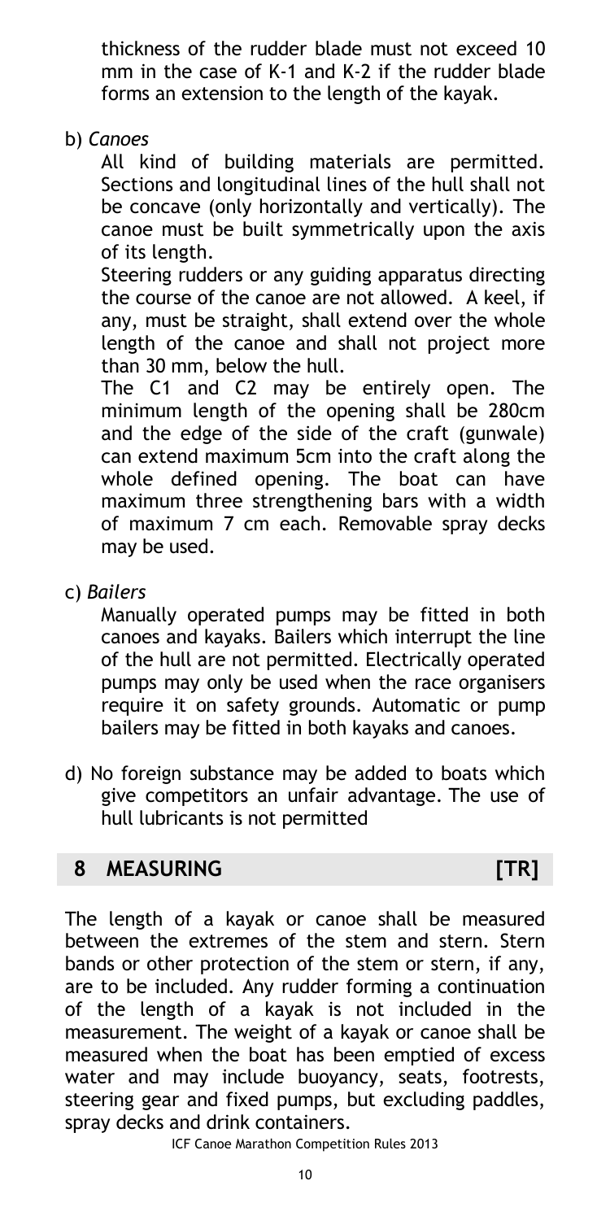thickness of the rudder blade must not exceed 10 mm in the case of K-1 and K-2 if the rudder blade forms an extension to the length of the kayak.

b) *Canoes*

All kind of building materials are permitted. Sections and longitudinal lines of the hull shall not be concave (only horizontally and vertically). The canoe must be built symmetrically upon the axis of its length.

Steering rudders or any guiding apparatus directing the course of the canoe are not allowed. A keel, if any, must be straight, shall extend over the whole length of the canoe and shall not project more than 30 mm, below the hull.

The C1 and C2 may be entirely open. The minimum length of the opening shall be 280cm and the edge of the side of the craft (gunwale) can extend maximum 5cm into the craft along the whole defined opening. The boat can have maximum three strengthening bars with a width of maximum 7 cm each. Removable spray decks may be used.

c) *Bailers*

Manually operated pumps may be fitted in both canoes and kayaks. Bailers which interrupt the line of the hull are not permitted. Electrically operated pumps may only be used when the race organisers require it on safety grounds. Automatic or pump bailers may be fitted in both kayaks and canoes.

d) No foreign substance may be added to boats which give competitors an unfair advantage. The use of hull lubricants is not permitted

## 8 MEASURING [TR]

The length of a kayak or canoe shall be measured between the extremes of the stem and stern. Stern bands or other protection of the stem or stern, if any, are to be included. Any rudder forming a continuation of the length of a kayak is not included in the measurement. The weight of a kayak or canoe shall be measured when the boat has been emptied of excess water and may include buoyancy, seats, footrests, steering gear and fixed pumps, but excluding paddles, spray decks and drink containers.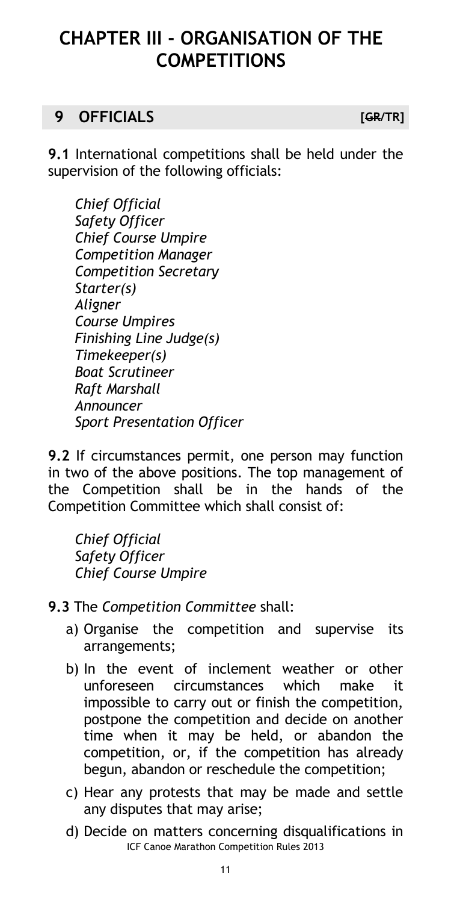# CHAPTER III - ORGANISATION OF THE COMPETITIONS

## 9 OFFICIALS [~~GR~~/TR]

**9.1** International competitions shall be held under the supervision of the following officials:

*Chief Official*
*Safety Officer*
*Chief Course Umpire*
*Competition Manager*
*Competition Secretary*
*Starter(s)*
*Aligner*
*Course Umpires*
*Finishing Line Judge(s)*
*Timekeeper(s)*
*Boat Scrutineer*
*Raft Marshall*
*Announcer*
*Sport Presentation Officer*

**9.2** If circumstances permit, one person may function in two of the above positions. The top management of the Competition shall be in the hands of the Competition Committee which shall consist of:

*Chief Official*
*Safety Officer*
*Chief Course Umpire*

**9.3** The *Competition Committee* shall:

a) Organise the competition and supervise its arrangements;

b) In the event of inclement weather or other unforeseen circumstances which make it impossible to carry out or finish the competition, postpone the competition and decide on another time when it may be held, or abandon the competition, or, if the competition has already begun, abandon or reschedule the competition;

c) Hear any protests that may be made and settle any disputes that may arise;

d) Decide on matters concerning disqualifications in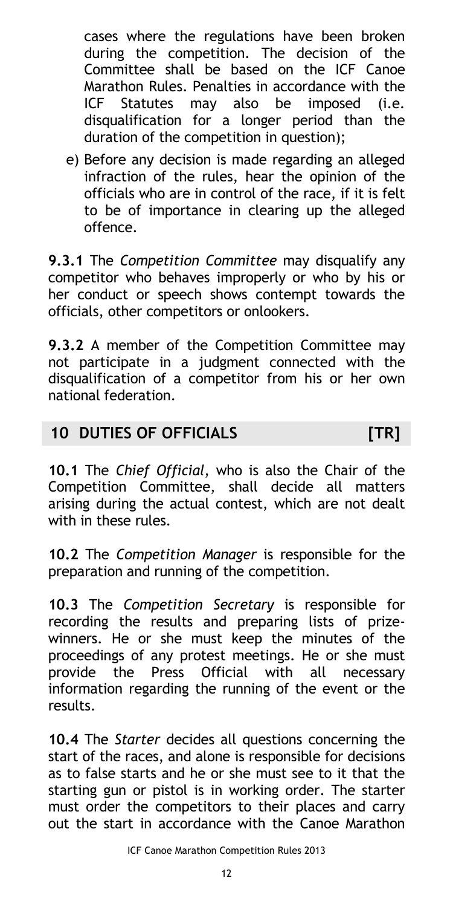cases where the regulations have been broken during the competition. The decision of the Committee shall be based on the ICF Canoe Marathon Rules. Penalties in accordance with the ICF Statutes may also be imposed (i.e. disqualification for a longer period than the duration of the competition in question);

e) Before any decision is made regarding an alleged infraction of the rules, hear the opinion of the officials who are in control of the race, if it is felt to be of importance in clearing up the alleged offence.

**9.3.1** The *Competition Committee* may disqualify any competitor who behaves improperly or who by his or her conduct or speech shows contempt towards the officials, other competitors or onlookers.

**9.3.2** A member of the Competition Committee may not participate in a judgment connected with the disqualification of a competitor from his or her own national federation.

## 10 DUTIES OF OFFICIALS [TR]

**10.1** The *Chief Official*, who is also the Chair of the Competition Committee, shall decide all matters arising during the actual contest, which are not dealt with in these rules.

**10.2** The *Competition Manager* is responsible for the preparation and running of the competition.

**10.3** The *Competition Secretary* is responsible for recording the results and preparing lists of prize-winners. He or she must keep the minutes of the proceedings of any protest meetings. He or she must provide the Press Official with all necessary information regarding the running of the event or the results.

**10.4** The *Starter* decides all questions concerning the start of the races, and alone is responsible for decisions as to false starts and he or she must see to it that the starting gun or pistol is in working order. The starter must order the competitors to their places and carry out the start in accordance with the Canoe Marathon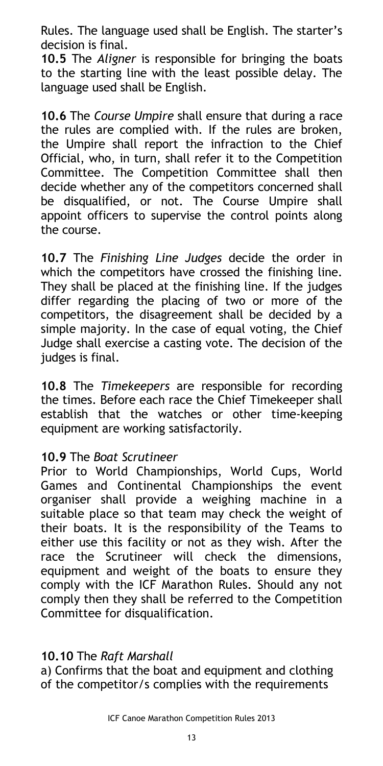Rules. The language used shall be English. The starter's decision is final.

**10.5** The *Aligner* is responsible for bringing the boats to the starting line with the least possible delay. The language used shall be English.

**10.6** The *Course Umpire* shall ensure that during a race the rules are complied with. If the rules are broken, the Umpire shall report the infraction to the Chief Official, who, in turn, shall refer it to the Competition Committee. The Competition Committee shall then decide whether any of the competitors concerned shall be disqualified, or not. The Course Umpire shall appoint officers to supervise the control points along the course.

**10.7** The *Finishing Line Judges* decide the order in which the competitors have crossed the finishing line. They shall be placed at the finishing line. If the judges differ regarding the placing of two or more of the competitors, the disagreement shall be decided by a simple majority. In the case of equal voting, the Chief Judge shall exercise a casting vote. The decision of the judges is final.

**10.8** The *Timekeepers* are responsible for recording the times. Before each race the Chief Timekeeper shall establish that the watches or other time-keeping equipment are working satisfactorily.

**10.9** The *Boat Scrutineer*

Prior to World Championships, World Cups, World Games and Continental Championships the event organiser shall provide a weighing machine in a suitable place so that team may check the weight of their boats. It is the responsibility of the Teams to either use this facility or not as they wish. After the race the Scrutineer will check the dimensions, equipment and weight of the boats to ensure they comply with the ICF Marathon Rules. Should any not comply then they shall be referred to the Competition Committee for disqualification.

**10.10** The *Raft Marshall*

a) Confirms that the boat and equipment and clothing of the competitor/s complies with the requirements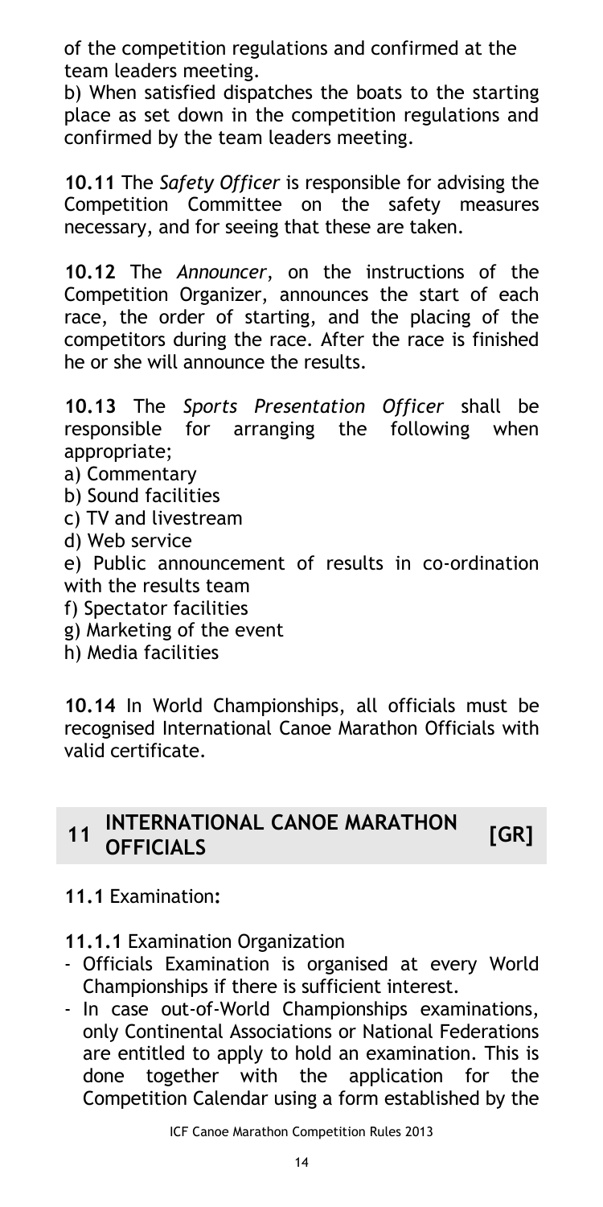of the competition regulations and confirmed at the team leaders meeting.

b) When satisfied dispatches the boats to the starting place as set down in the competition regulations and confirmed by the team leaders meeting.

**10.11** The *Safety Officer* is responsible for advising the Competition Committee on the safety measures necessary, and for seeing that these are taken.

**10.12** The *Announcer*, on the instructions of the Competition Organizer, announces the start of each race, the order of starting, and the placing of the competitors during the race. After the race is finished he or she will announce the results.

**10.13** The *Sports Presentation Officer* shall be responsible for arranging the following when appropriate;

a) Commentary
b) Sound facilities
c) TV and livestream
d) Web service
e) Public announcement of results in co-ordination with the results team
f) Spectator facilities
g) Marketing of the event
h) Media facilities

**10.14** In World Championships, all officials must be recognised International Canoe Marathon Officials with valid certificate.

## 11 INTERNATIONAL CANOE MARATHON OFFICIALS [GR]

**11.1** Examination**:**

**11.1.1** Examination Organization

- Officials Examination is organised at every World Championships if there is sufficient interest.
- In case out-of-World Championships examinations, only Continental Associations or National Federations are entitled to apply to hold an examination. This is done together with the application for the Competition Calendar using a form established by the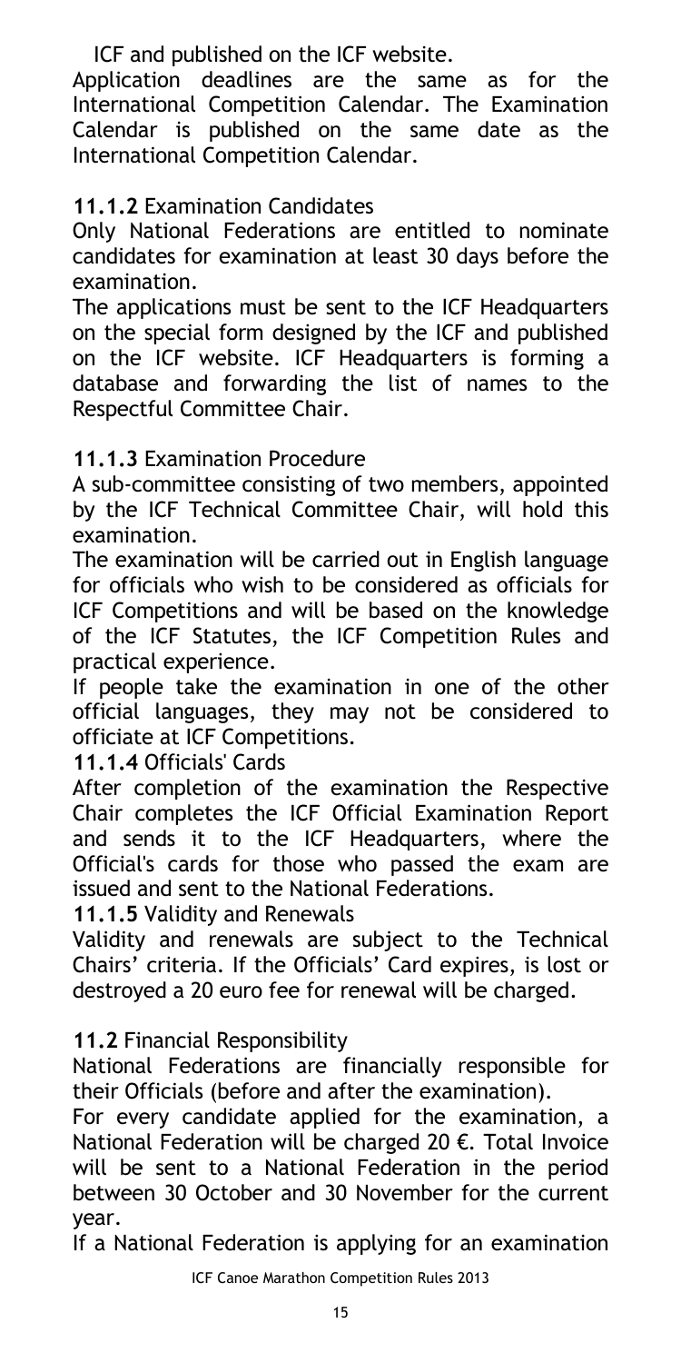ICF and published on the ICF website.

Application deadlines are the same as for the International Competition Calendar. The Examination Calendar is published on the same date as the International Competition Calendar.

**11.1.2** Examination Candidates

Only National Federations are entitled to nominate candidates for examination at least 30 days before the examination.

The applications must be sent to the ICF Headquarters on the special form designed by the ICF and published on the ICF website. ICF Headquarters is forming a database and forwarding the list of names to the Respectful Committee Chair.

**11.1.3** Examination Procedure

A sub-committee consisting of two members, appointed by the ICF Technical Committee Chair, will hold this examination.

The examination will be carried out in English language for officials who wish to be considered as officials for ICF Competitions and will be based on the knowledge of the ICF Statutes, the ICF Competition Rules and practical experience.

If people take the examination in one of the other official languages, they may not be considered to officiate at ICF Competitions.

**11.1.4** Officials' Cards

After completion of the examination the Respective Chair completes the ICF Official Examination Report and sends it to the ICF Headquarters, where the Official's cards for those who passed the exam are issued and sent to the National Federations.

**11.1.5** Validity and Renewals

Validity and renewals are subject to the Technical Chairs' criteria. If the Officials' Card expires, is lost or destroyed a 20 euro fee for renewal will be charged.

**11.2** Financial Responsibility

National Federations are financially responsible for their Officials (before and after the examination).

For every candidate applied for the examination, a National Federation will be charged 20 €. Total Invoice will be sent to a National Federation in the period between 30 October and 30 November for the current year.

If a National Federation is applying for an examination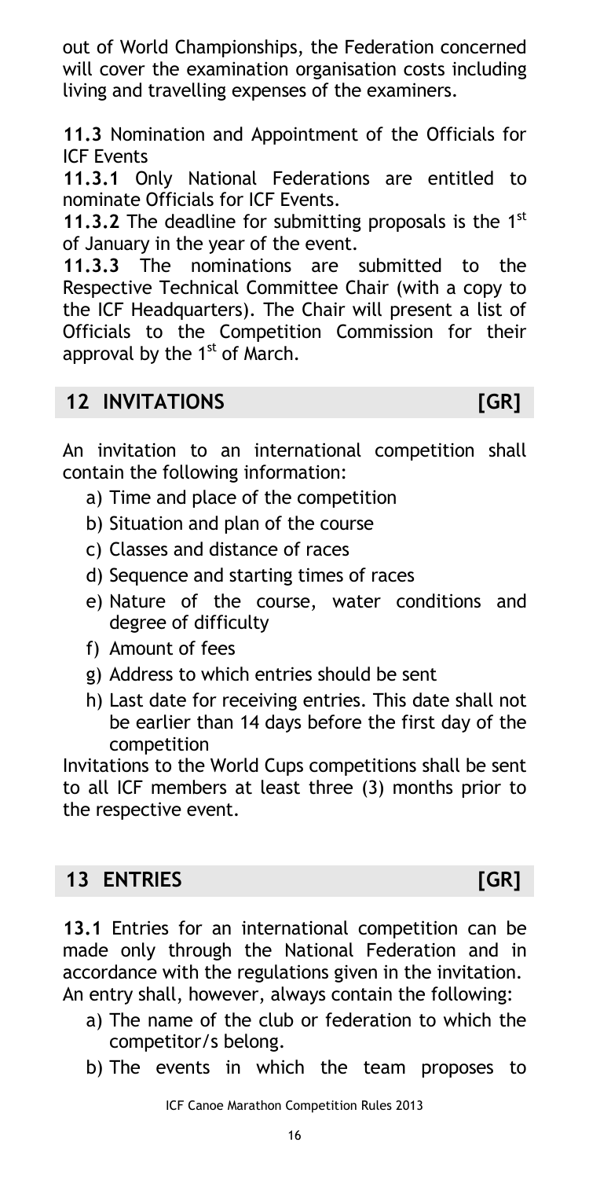out of World Championships, the Federation concerned will cover the examination organisation costs including living and travelling expenses of the examiners.

**11.3** Nomination and Appointment of the Officials for ICF Events

**11.3.1** Only National Federations are entitled to nominate Officials for ICF Events.

**11.3.2** The deadline for submitting proposals is the 1st of January in the year of the event.

**11.3.3** The nominations are submitted to the Respective Technical Committee Chair (with a copy to the ICF Headquarters). The Chair will present a list of Officials to the Competition Commission for their approval by the 1st of March.

## 12 INVITATIONS [GR]

An invitation to an international competition shall contain the following information:

a) Time and place of the competition
b) Situation and plan of the course
c) Classes and distance of races
d) Sequence and starting times of races
e) Nature of the course, water conditions and degree of difficulty
f) Amount of fees
g) Address to which entries should be sent
h) Last date for receiving entries. This date shall not be earlier than 14 days before the first day of the competition

Invitations to the World Cups competitions shall be sent to all ICF members at least three (3) months prior to the respective event.

## 13 ENTRIES [GR]

**13.1** Entries for an international competition can be made only through the National Federation and in accordance with the regulations given in the invitation. An entry shall, however, always contain the following:

a) The name of the club or federation to which the competitor/s belong.
b) The events in which the team proposes to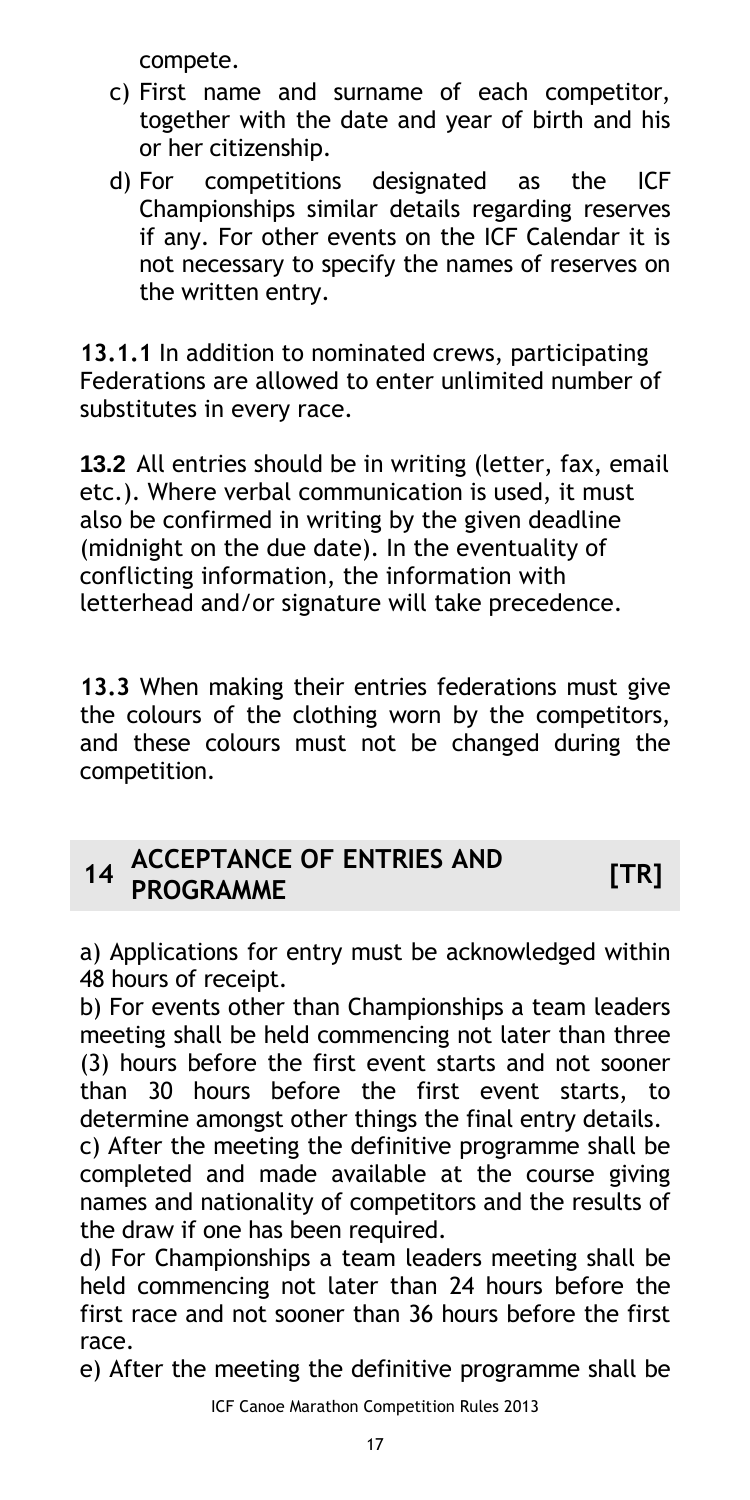compete.

c) First name and surname of each competitor, together with the date and year of birth and his or her citizenship.
d) For competitions designated as the ICF Championships similar details regarding reserves if any. For other events on the ICF Calendar it is not necessary to specify the names of reserves on the written entry.

**13.1.1** In addition to nominated crews, participating Federations are allowed to enter unlimited number of substitutes in every race.

**13.2** All entries should be in writing (letter, fax, email etc.). Where verbal communication is used, it must also be confirmed in writing by the given deadline (midnight on the due date). In the eventuality of conflicting information, the information with letterhead and/or signature will take precedence.

**13.3** When making their entries federations must give the colours of the clothing worn by the competitors, and these colours must not be changed during the competition.

## 14 ACCEPTANCE OF ENTRIES AND PROGRAMME [TR]

a) Applications for entry must be acknowledged within 48 hours of receipt.
b) For events other than Championships a team leaders meeting shall be held commencing not later than three (3) hours before the first event starts and not sooner than 30 hours before the first event starts, to determine amongst other things the final entry details.
c) After the meeting the definitive programme shall be completed and made available at the course giving names and nationality of competitors and the results of the draw if one has been required.
d) For Championships a team leaders meeting shall be held commencing not later than 24 hours before the first race and not sooner than 36 hours before the first race.
e) After the meeting the definitive programme shall be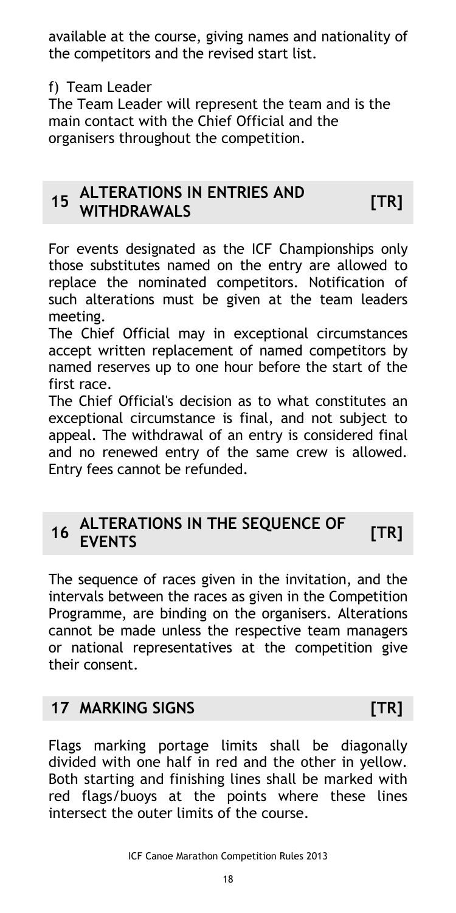available at the course, giving names and nationality of the competitors and the revised start list.

f) Team Leader

The Team Leader will represent the team and is the main contact with the Chief Official and the organisers throughout the competition.

## 15 ALTERATIONS IN ENTRIES AND WITHDRAWALS [TR]

For events designated as the ICF Championships only those substitutes named on the entry are allowed to replace the nominated competitors. Notification of such alterations must be given at the team leaders meeting.

The Chief Official may in exceptional circumstances accept written replacement of named competitors by named reserves up to one hour before the start of the first race.

The Chief Official's decision as to what constitutes an exceptional circumstance is final, and not subject to appeal. The withdrawal of an entry is considered final and no renewed entry of the same crew is allowed. Entry fees cannot be refunded.

## 16 ALTERATIONS IN THE SEQUENCE OF EVENTS [TR]

The sequence of races given in the invitation, and the intervals between the races as given in the Competition Programme, are binding on the organisers. Alterations cannot be made unless the respective team managers or national representatives at the competition give their consent.

## 17 MARKING SIGNS [TR]

Flags marking portage limits shall be diagonally divided with one half in red and the other in yellow. Both starting and finishing lines shall be marked with red flags/buoys at the points where these lines intersect the outer limits of the course.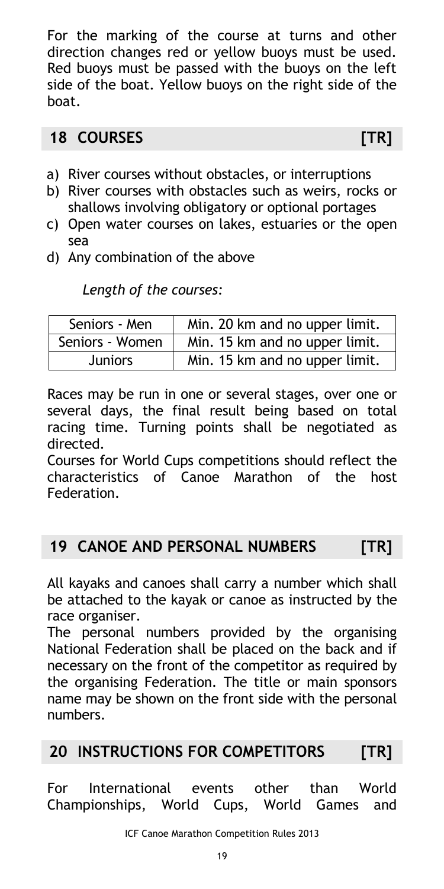For the marking of the course at turns and other direction changes red or yellow buoys must be used. Red buoys must be passed with the buoys on the left side of the boat. Yellow buoys on the right side of the boat.

## 18 COURSES [TR]

a) River courses without obstacles, or interruptions
b) River courses with obstacles such as weirs, rocks or shallows involving obligatory or optional portages
c) Open water courses on lakes, estuaries or the open sea
d) Any combination of the above

*Length of the courses:*

| Seniors - Men | Min. 20 km and no upper limit. |
|---|---|
| Seniors - Women | Min. 15 km and no upper limit. |
| Juniors | Min. 15 km and no upper limit. |

Races may be run in one or several stages, over one or several days, the final result being based on total racing time. Turning points shall be negotiated as directed.

Courses for World Cups competitions should reflect the characteristics of Canoe Marathon of the host Federation.

## 19 CANOE AND PERSONAL NUMBERS [TR]

All kayaks and canoes shall carry a number which shall be attached to the kayak or canoe as instructed by the race organiser.

The personal numbers provided by the organising National Federation shall be placed on the back and if necessary on the front of the competitor as required by the organising Federation. The title or main sponsors name may be shown on the front side with the personal numbers.

## 20 INSTRUCTIONS FOR COMPETITORS [TR]

For International events other than World Championships, World Cups, World Games and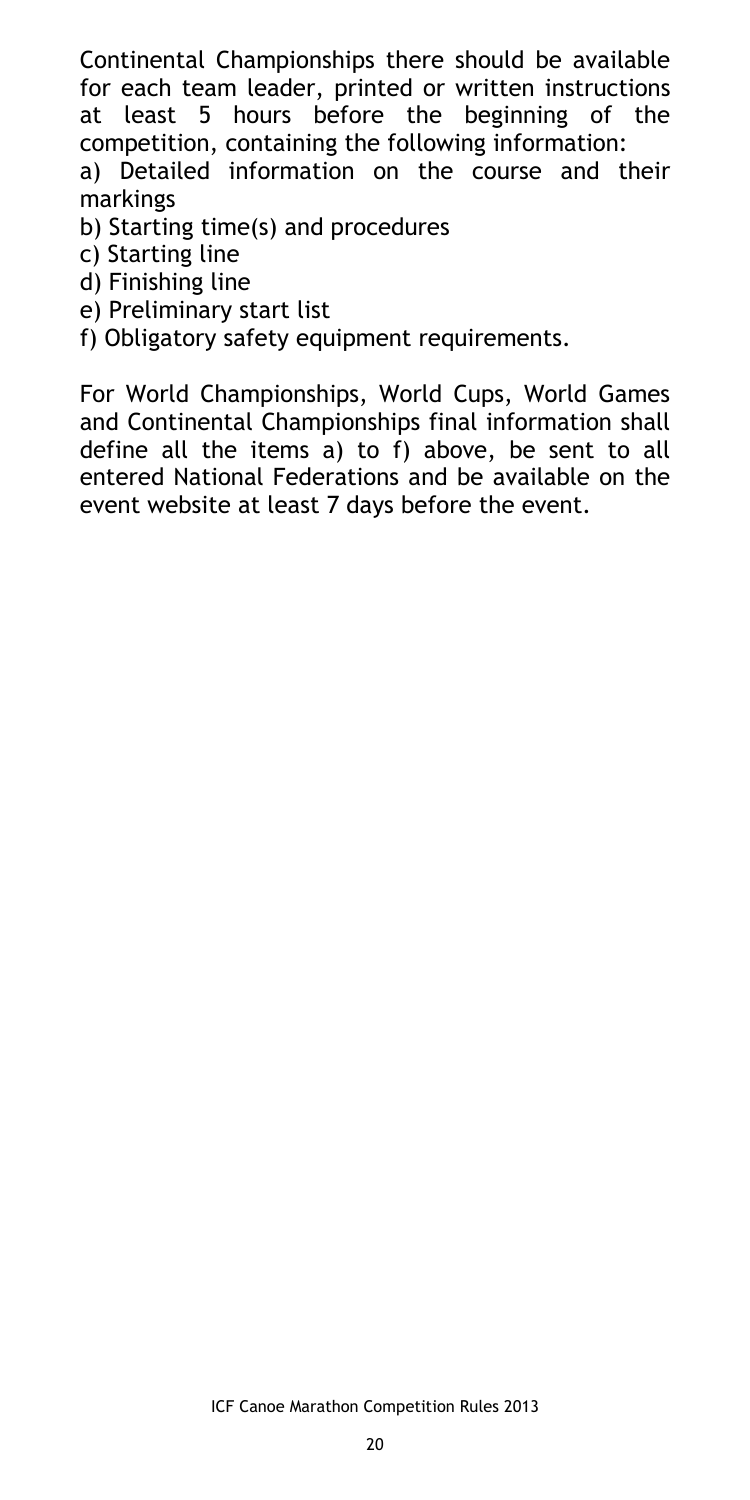Continental Championships there should be available for each team leader, printed or written instructions at least 5 hours before the beginning of the competition, containing the following information:

a) Detailed information on the course and their markings
b) Starting time(s) and procedures
c) Starting line
d) Finishing line
e) Preliminary start list
f) Obligatory safety equipment requirements.

For World Championships, World Cups, World Games and Continental Championships final information shall define all the items a) to f) above, be sent to all entered National Federations and be available on the event website at least 7 days before the event.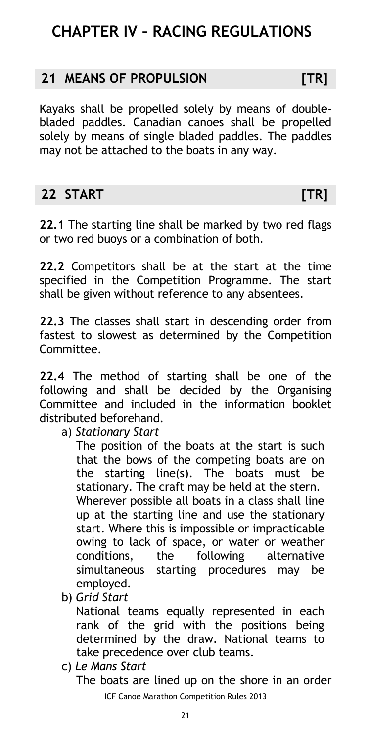# CHAPTER IV – RACING REGULATIONS

## 21 MEANS OF PROPULSION [TR]

Kayaks shall be propelled solely by means of double-bladed paddles. Canadian canoes shall be propelled solely by means of single bladed paddles. The paddles may not be attached to the boats in any way.

## 22 START [TR]

**22.1** The starting line shall be marked by two red flags or two red buoys or a combination of both.

**22.2** Competitors shall be at the start at the time specified in the Competition Programme. The start shall be given without reference to any absentees.

**22.3** The classes shall start in descending order from fastest to slowest as determined by the Competition Committee.

**22.4** The method of starting shall be one of the following and shall be decided by the Organising Committee and included in the information booklet distributed beforehand.

a) *Stationary Start*

The position of the boats at the start is such that the bows of the competing boats are on the starting line(s). The boats must be stationary. The craft may be held at the stern. Wherever possible all boats in a class shall line up at the starting line and use the stationary start. Where this is impossible or impracticable owing to lack of space, or water or weather conditions, the following alternative simultaneous starting procedures may be employed.

b) *Grid Start*

National teams equally represented in each rank of the grid with the positions being determined by the draw. National teams to take precedence over club teams.

c) *Le Mans Start*

The boats are lined up on the shore in an order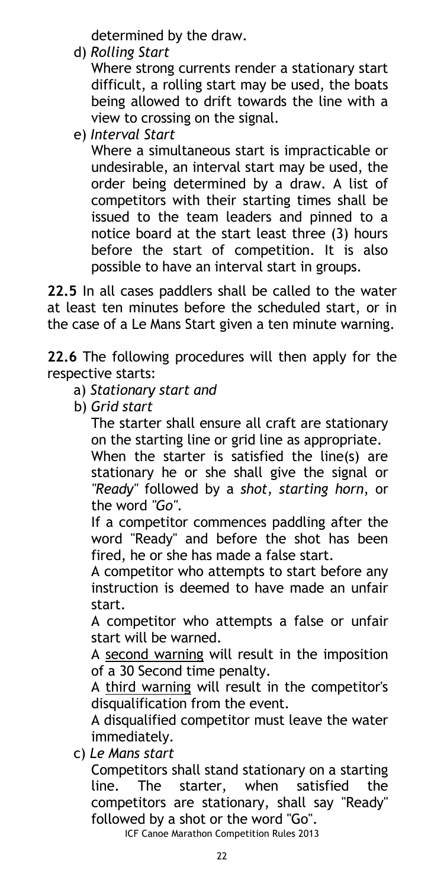determined by the draw.

d) *Rolling Start*

Where strong currents render a stationary start difficult, a rolling start may be used, the boats being allowed to drift towards the line with a view to crossing on the signal.

e) *Interval Start*

Where a simultaneous start is impracticable or undesirable, an interval start may be used, the order being determined by a draw. A list of competitors with their starting times shall be issued to the team leaders and pinned to a notice board at the start least three (3) hours before the start of competition. It is also possible to have an interval start in groups.

**22.5** In all cases paddlers shall be called to the water at least ten minutes before the scheduled start, or in the case of a Le Mans Start given a ten minute warning.

**22.6** The following procedures will then apply for the respective starts:

a) *Stationary start and*

b) *Grid start*

The starter shall ensure all craft are stationary on the starting line or grid line as appropriate.

When the starter is satisfied the line(s) are stationary he or she shall give the signal or *"Ready"* followed by a *shot*, *starting horn*, or the word *"Go"*.

If a competitor commences paddling after the word "Ready" and before the shot has been fired, he or she has made a false start.

A competitor who attempts to start before any instruction is deemed to have made an unfair start.

A competitor who attempts a false or unfair start will be warned.

A <u>second warning</u> will result in the imposition of a 30 Second time penalty.

A <u>third warning</u> will result in the competitor's disqualification from the event.

A disqualified competitor must leave the water immediately.

c) *Le Mans start*

Competitors shall stand stationary on a starting line. The starter, when satisfied the competitors are stationary, shall say "Ready" followed by a shot or the word "Go".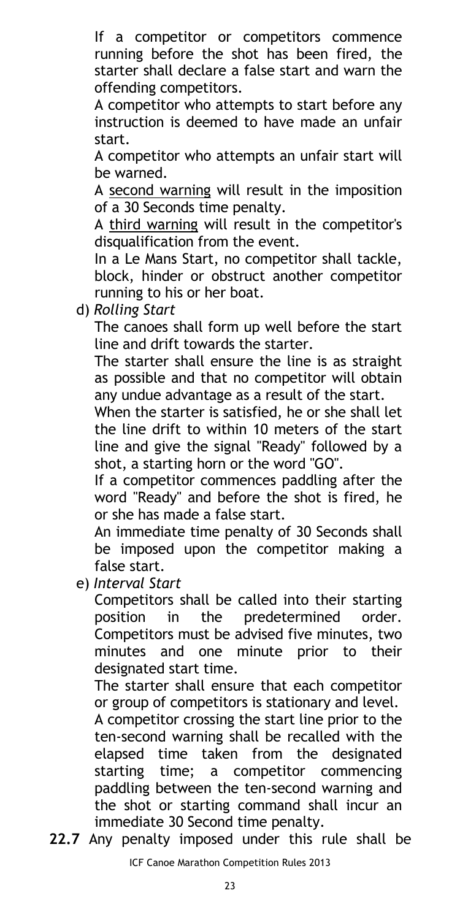If a competitor or competitors commence running before the shot has been fired, the starter shall declare a false start and warn the offending competitors.

A competitor who attempts to start before any instruction is deemed to have made an unfair start.

A competitor who attempts an unfair start will be warned.

A <u>second warning</u> will result in the imposition of a 30 Seconds time penalty.

A <u>third warning</u> will result in the competitor's disqualification from the event.

In a Le Mans Start, no competitor shall tackle, block, hinder or obstruct another competitor running to his or her boat.

d) *Rolling Start*

The canoes shall form up well before the start line and drift towards the starter.

The starter shall ensure the line is as straight as possible and that no competitor will obtain any undue advantage as a result of the start.

When the starter is satisfied, he or she shall let the line drift to within 10 meters of the start line and give the signal "Ready" followed by a shot, a starting horn or the word "GO".

If a competitor commences paddling after the word "Ready" and before the shot is fired, he or she has made a false start.

An immediate time penalty of 30 Seconds shall be imposed upon the competitor making a false start.

e) *Interval Start*

Competitors shall be called into their starting position in the predetermined order. Competitors must be advised five minutes, two minutes and one minute prior to their designated start time.

The starter shall ensure that each competitor or group of competitors is stationary and level.

A competitor crossing the start line prior to the ten-second warning shall be recalled with the elapsed time taken from the designated starting time; a competitor commencing paddling between the ten-second warning and the shot or starting command shall incur an immediate 30 Second time penalty.

**22.7** Any penalty imposed under this rule shall be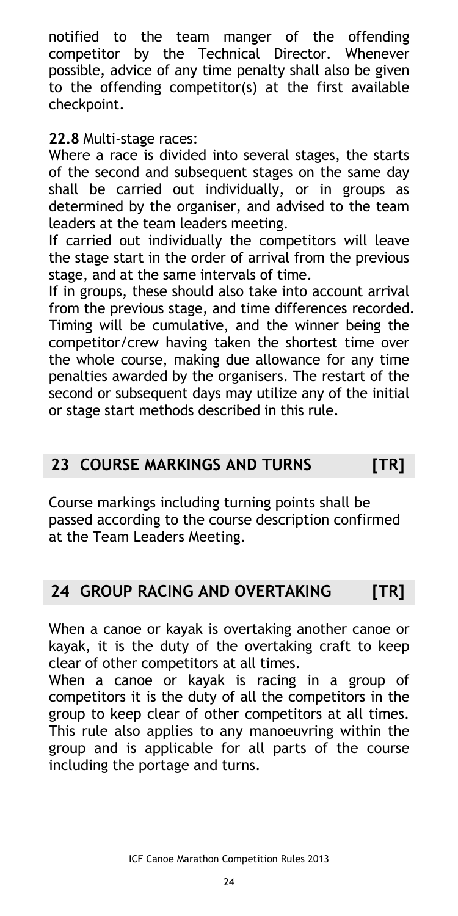notified to the team manger of the offending competitor by the Technical Director. Whenever possible, advice of any time penalty shall also be given to the offending competitor(s) at the first available checkpoint.

**22.8** Multi-stage races:

Where a race is divided into several stages, the starts of the second and subsequent stages on the same day shall be carried out individually, or in groups as determined by the organiser, and advised to the team leaders at the team leaders meeting.

If carried out individually the competitors will leave the stage start in the order of arrival from the previous stage, and at the same intervals of time.

If in groups, these should also take into account arrival from the previous stage, and time differences recorded. Timing will be cumulative, and the winner being the competitor/crew having taken the shortest time over the whole course, making due allowance for any time penalties awarded by the organisers. The restart of the second or subsequent days may utilize any of the initial or stage start methods described in this rule.

## 23 COURSE MARKINGS AND TURNS [TR]

Course markings including turning points shall be passed according to the course description confirmed at the Team Leaders Meeting.

## 24 GROUP RACING AND OVERTAKING [TR]

When a canoe or kayak is overtaking another canoe or kayak, it is the duty of the overtaking craft to keep clear of other competitors at all times.

When a canoe or kayak is racing in a group of competitors it is the duty of all the competitors in the group to keep clear of other competitors at all times. This rule also applies to any manoeuvring within the group and is applicable for all parts of the course including the portage and turns.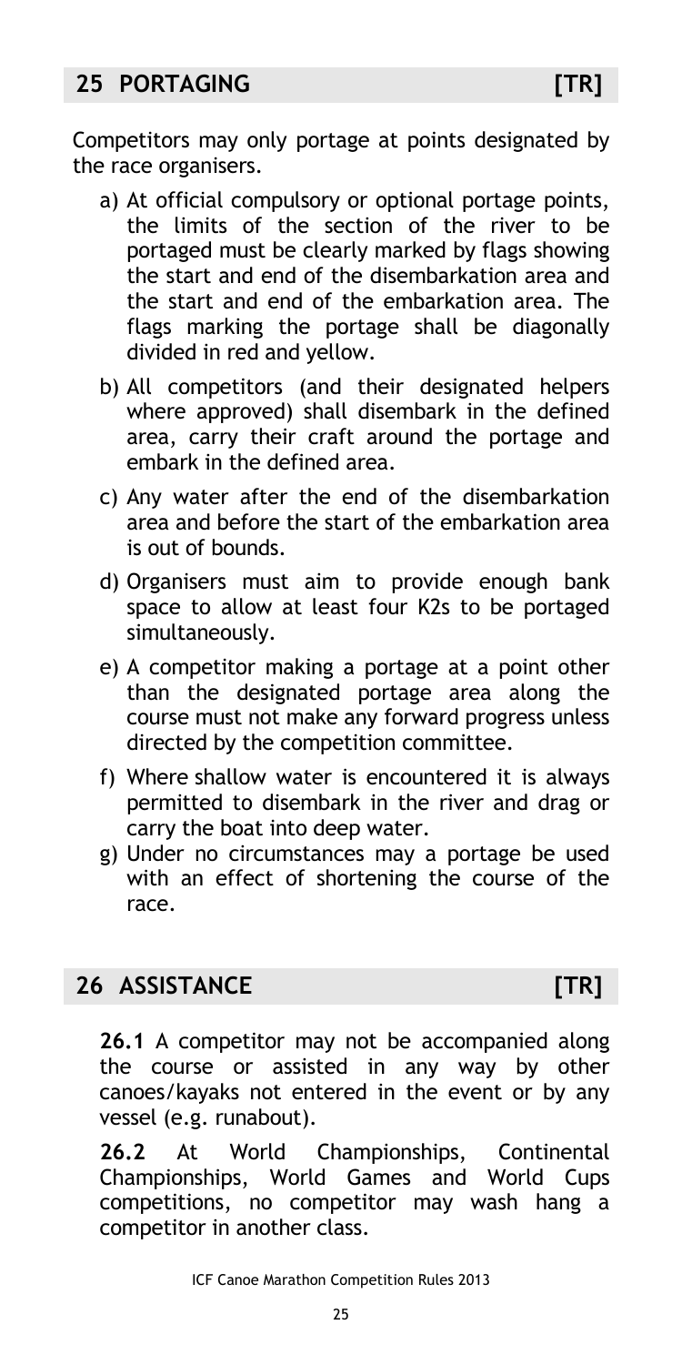## 25 PORTAGING [TR]

Competitors may only portage at points designated by the race organisers.

a) At official compulsory or optional portage points, the limits of the section of the river to be portaged must be clearly marked by flags showing the start and end of the disembarkation area and the start and end of the embarkation area. The flags marking the portage shall be diagonally divided in red and yellow.

b) All competitors (and their designated helpers where approved) shall disembark in the defined area, carry their craft around the portage and embark in the defined area.

c) Any water after the end of the disembarkation area and before the start of the embarkation area is out of bounds.

d) Organisers must aim to provide enough bank space to allow at least four K2s to be portaged simultaneously.

e) A competitor making a portage at a point other than the designated portage area along the course must not make any forward progress unless directed by the competition committee.

f) Where shallow water is encountered it is always permitted to disembark in the river and drag or carry the boat into deep water.

g) Under no circumstances may a portage be used with an effect of shortening the course of the race.

## 26 ASSISTANCE [TR]

**26.1** A competitor may not be accompanied along the course or assisted in any way by other canoes/kayaks not entered in the event or by any vessel (e.g. runabout).

**26.2** At World Championships, Continental Championships, World Games and World Cups competitions, no competitor may wash hang a competitor in another class.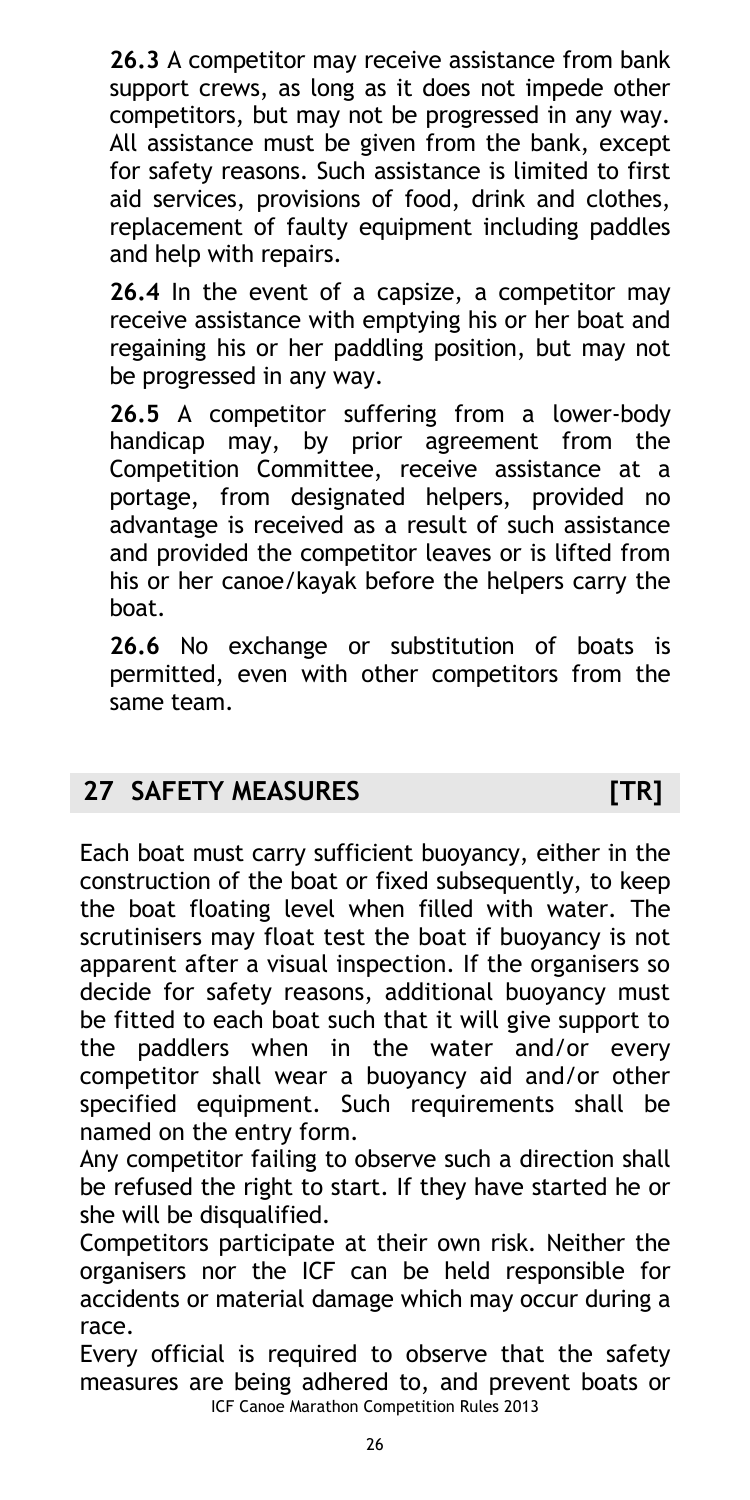**26.3** A competitor may receive assistance from bank support crews, as long as it does not impede other competitors, but may not be progressed in any way. All assistance must be given from the bank, except for safety reasons. Such assistance is limited to first aid services, provisions of food, drink and clothes, replacement of faulty equipment including paddles and help with repairs.

**26.4** In the event of a capsize, a competitor may receive assistance with emptying his or her boat and regaining his or her paddling position, but may not be progressed in any way.

**26.5** A competitor suffering from a lower-body handicap may, by prior agreement from the Competition Committee, receive assistance at a portage, from designated helpers, provided no advantage is received as a result of such assistance and provided the competitor leaves or is lifted from his or her canoe/kayak before the helpers carry the boat.

**26.6** No exchange or substitution of boats is permitted, even with other competitors from the same team.

## 27 SAFETY MEASURES [TR]

Each boat must carry sufficient buoyancy, either in the construction of the boat or fixed subsequently, to keep the boat floating level when filled with water. The scrutinisers may float test the boat if buoyancy is not apparent after a visual inspection. If the organisers so decide for safety reasons, additional buoyancy must be fitted to each boat such that it will give support to the paddlers when in the water and/or every competitor shall wear a buoyancy aid and/or other specified equipment. Such requirements shall be named on the entry form.

Any competitor failing to observe such a direction shall be refused the right to start. If they have started he or she will be disqualified.

Competitors participate at their own risk. Neither the organisers nor the ICF can be held responsible for accidents or material damage which may occur during a race.

Every official is required to observe that the safety measures are being adhered to, and prevent boats or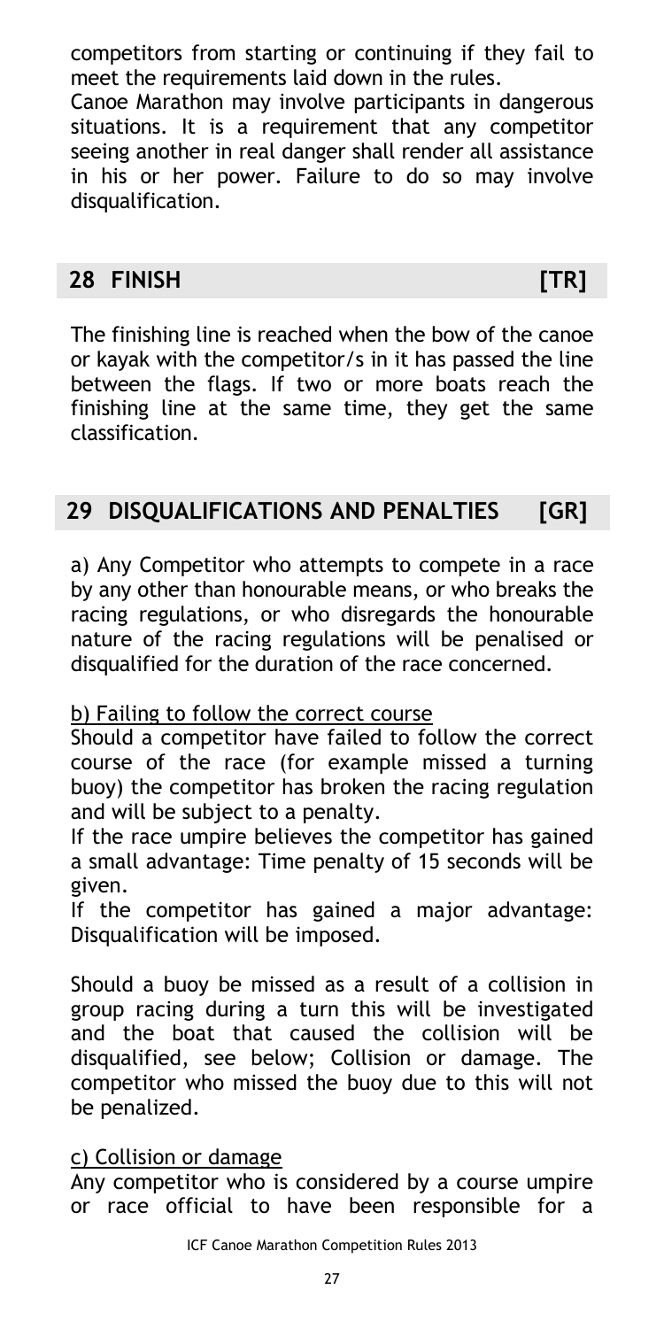competitors from starting or continuing if they fail to meet the requirements laid down in the rules.
Canoe Marathon may involve participants in dangerous situations. It is a requirement that any competitor seeing another in real danger shall render all assistance in his or her power. Failure to do so may involve disqualification.

## 28 FINISH [TR]

The finishing line is reached when the bow of the canoe or kayak with the competitor/s in it has passed the line between the flags. If two or more boats reach the finishing line at the same time, they get the same classification.

## 29 DISQUALIFICATIONS AND PENALTIES [GR]

a) Any Competitor who attempts to compete in a race by any other than honourable means, or who breaks the racing regulations, or who disregards the honourable nature of the racing regulations will be penalised or disqualified for the duration of the race concerned.

b) Failing to follow the correct course
Should a competitor have failed to follow the correct course of the race (for example missed a turning buoy) the competitor has broken the racing regulation and will be subject to a penalty.
If the race umpire believes the competitor has gained a small advantage: Time penalty of 15 seconds will be given.
If the competitor has gained a major advantage: Disqualification will be imposed.

Should a buoy be missed as a result of a collision in group racing during a turn this will be investigated and the boat that caused the collision will be disqualified, see below; Collision or damage. The competitor who missed the buoy due to this will not be penalized.

c) Collision or damage
Any competitor who is considered by a course umpire or race official to have been responsible for a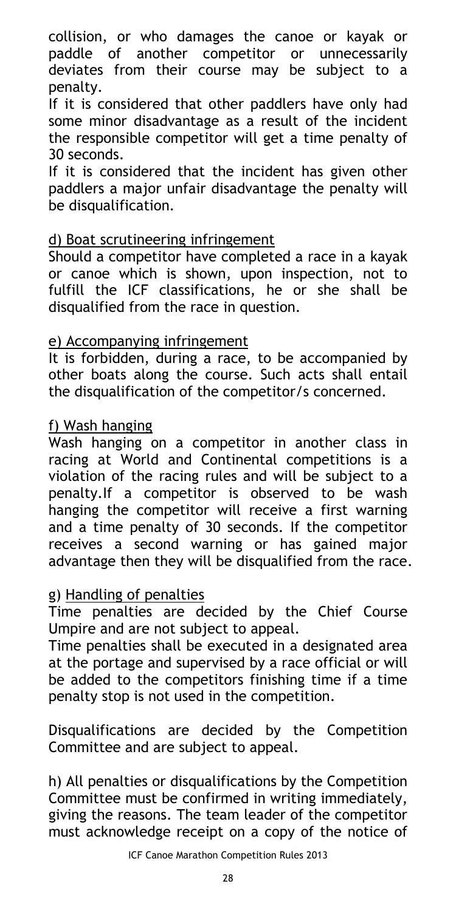collision, or who damages the canoe or kayak or paddle of another competitor or unnecessarily deviates from their course may be subject to a penalty.

If it is considered that other paddlers have only had some minor disadvantage as a result of the incident the responsible competitor will get a time penalty of 30 seconds.

If it is considered that the incident has given other paddlers a major unfair disadvantage the penalty will be disqualification.

d) Boat scrutineering infringement

Should a competitor have completed a race in a kayak or canoe which is shown, upon inspection, not to fulfill the ICF classifications, he or she shall be disqualified from the race in question.

e) Accompanying infringement

It is forbidden, during a race, to be accompanied by other boats along the course. Such acts shall entail the disqualification of the competitor/s concerned.

f) Wash hanging

Wash hanging on a competitor in another class in racing at World and Continental competitions is a violation of the racing rules and will be subject to a penalty.If a competitor is observed to be wash hanging the competitor will receive a first warning and a time penalty of 30 seconds. If the competitor receives a second warning or has gained major advantage then they will be disqualified from the race.

g) Handling of penalties

Time penalties are decided by the Chief Course Umpire and are not subject to appeal.

Time penalties shall be executed in a designated area at the portage and supervised by a race official or will be added to the competitors finishing time if a time penalty stop is not used in the competition.

Disqualifications are decided by the Competition Committee and are subject to appeal.

h) All penalties or disqualifications by the Competition Committee must be confirmed in writing immediately, giving the reasons. The team leader of the competitor must acknowledge receipt on a copy of the notice of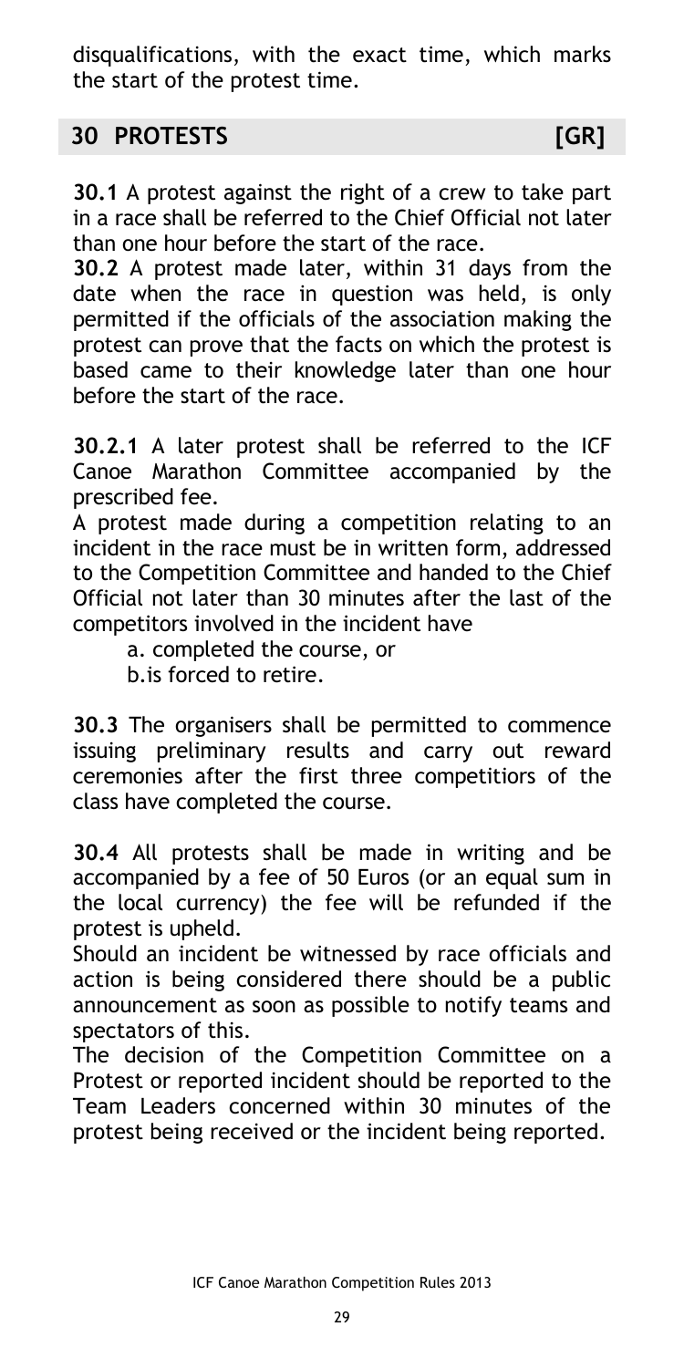disqualifications, with the exact time, which marks the start of the protest time.

## 30 PROTESTS [GR]

**30.1** A protest against the right of a crew to take part in a race shall be referred to the Chief Official not later than one hour before the start of the race.

**30.2** A protest made later, within 31 days from the date when the race in question was held, is only permitted if the officials of the association making the protest can prove that the facts on which the protest is based came to their knowledge later than one hour before the start of the race.

**30.2.1** A later protest shall be referred to the ICF Canoe Marathon Committee accompanied by the prescribed fee.

A protest made during a competition relating to an incident in the race must be in written form, addressed to the Competition Committee and handed to the Chief Official not later than 30 minutes after the last of the competitors involved in the incident have

a. completed the course, or

b.is forced to retire.

**30.3** The organisers shall be permitted to commence issuing preliminary results and carry out reward ceremonies after the first three competitiors of the class have completed the course.

**30.4** All protests shall be made in writing and be accompanied by a fee of 50 Euros (or an equal sum in the local currency) the fee will be refunded if the protest is upheld.

Should an incident be witnessed by race officials and action is being considered there should be a public announcement as soon as possible to notify teams and spectators of this.

The decision of the Competition Committee on a Protest or reported incident should be reported to the Team Leaders concerned within 30 minutes of the protest being received or the incident being reported.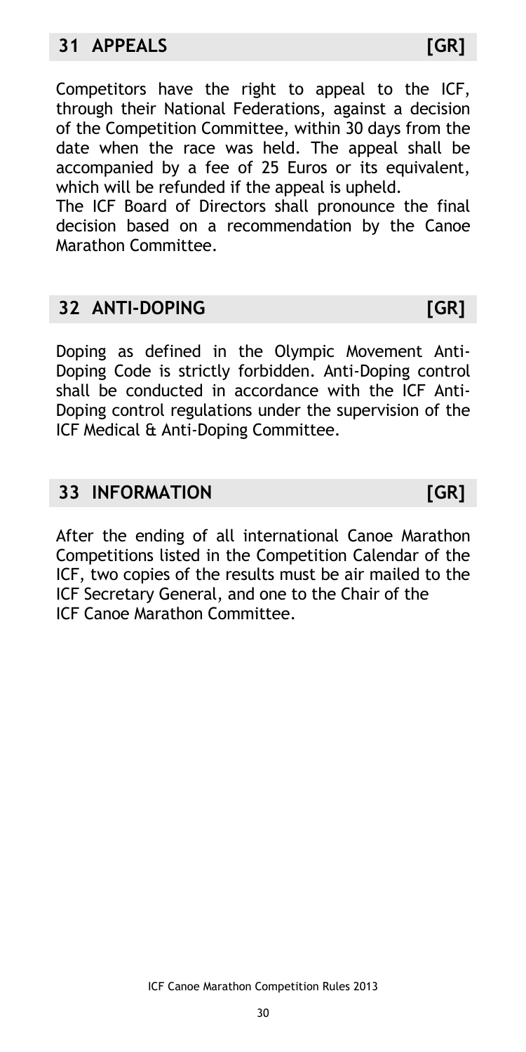## 31 APPEALS [GR]

Competitors have the right to appeal to the ICF, through their National Federations, against a decision of the Competition Committee, within 30 days from the date when the race was held. The appeal shall be accompanied by a fee of 25 Euros or its equivalent, which will be refunded if the appeal is upheld.

The ICF Board of Directors shall pronounce the final decision based on a recommendation by the Canoe Marathon Committee.

## 32 ANTI-DOPING [GR]

Doping as defined in the Olympic Movement Anti-Doping Code is strictly forbidden. Anti-Doping control shall be conducted in accordance with the ICF Anti-Doping control regulations under the supervision of the ICF Medical & Anti-Doping Committee.

## 33 INFORMATION [GR]

After the ending of all international Canoe Marathon Competitions listed in the Competition Calendar of the ICF, two copies of the results must be air mailed to the ICF Secretary General, and one to the Chair of the ICF Canoe Marathon Committee.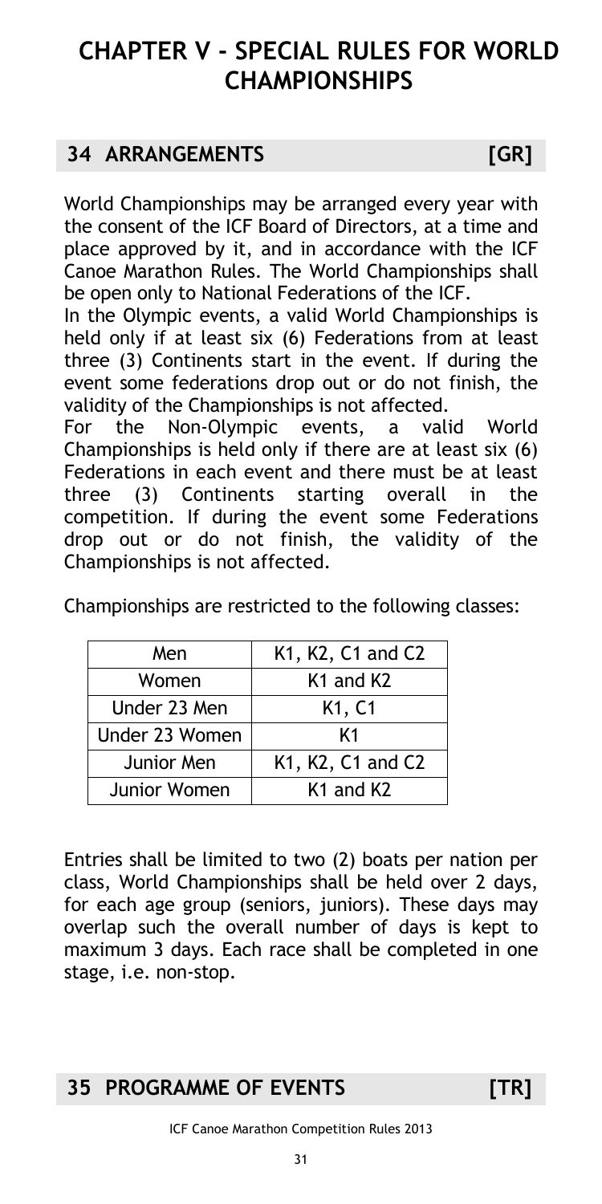# CHAPTER V - SPECIAL RULES FOR WORLD CHAMPIONSHIPS

## 34 ARRANGEMENTS [GR]

World Championships may be arranged every year with the consent of the ICF Board of Directors, at a time and place approved by it, and in accordance with the ICF Canoe Marathon Rules. The World Championships shall be open only to National Federations of the ICF.

In the Olympic events, a valid World Championships is held only if at least six (6) Federations from at least three (3) Continents start in the event. If during the event some federations drop out or do not finish, the validity of the Championships is not affected.

For the Non-Olympic events, a valid World Championships is held only if there are at least six (6) Federations in each event and there must be at least three (3) Continents starting overall in the competition. If during the event some Federations drop out or do not finish, the validity of the Championships is not affected.

Championships are restricted to the following classes:

| Men | K1, K2, C1 and C2 |
|---|---|
| Women | K1 and K2 |
| Under 23 Men | K1, C1 |
| Under 23 Women | K1 |
| Junior Men | K1, K2, C1 and C2 |
| Junior Women | K1 and K2 |

Entries shall be limited to two (2) boats per nation per class, World Championships shall be held over 2 days, for each age group (seniors, juniors). These days may overlap such the overall number of days is kept to maximum 3 days. Each race shall be completed in one stage, i.e. non-stop.

## 35 PROGRAMME OF EVENTS [TR]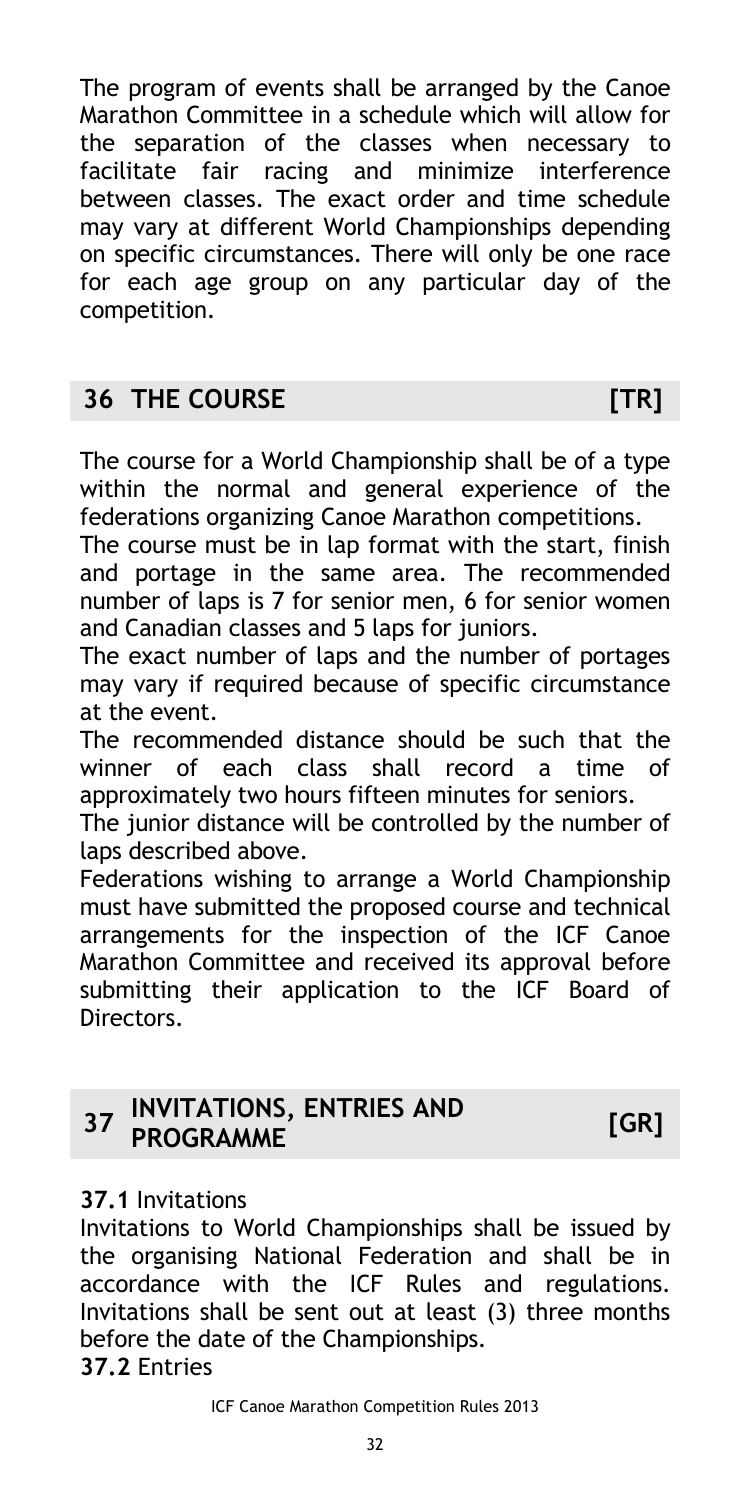The program of events shall be arranged by the Canoe Marathon Committee in a schedule which will allow for the separation of the classes when necessary to facilitate fair racing and minimize interference between classes. The exact order and time schedule may vary at different World Championships depending on specific circumstances. There will only be one race for each age group on any particular day of the competition.

## 36 THE COURSE [TR]

The course for a World Championship shall be of a type within the normal and general experience of the federations organizing Canoe Marathon competitions.

The course must be in lap format with the start, finish and portage in the same area. The recommended number of laps is 7 for senior men, 6 for senior women and Canadian classes and 5 laps for juniors.

The exact number of laps and the number of portages may vary if required because of specific circumstance at the event.

The recommended distance should be such that the winner of each class shall record a time of approximately two hours fifteen minutes for seniors.

The junior distance will be controlled by the number of laps described above.

Federations wishing to arrange a World Championship must have submitted the proposed course and technical arrangements for the inspection of the ICF Canoe Marathon Committee and received its approval before submitting their application to the ICF Board of Directors.

## 37 INVITATIONS, ENTRIES AND PROGRAMME [GR]

**37.1** Invitations

Invitations to World Championships shall be issued by the organising National Federation and shall be in accordance with the ICF Rules and regulations. Invitations shall be sent out at least (3) three months before the date of the Championships.

**37.2** Entries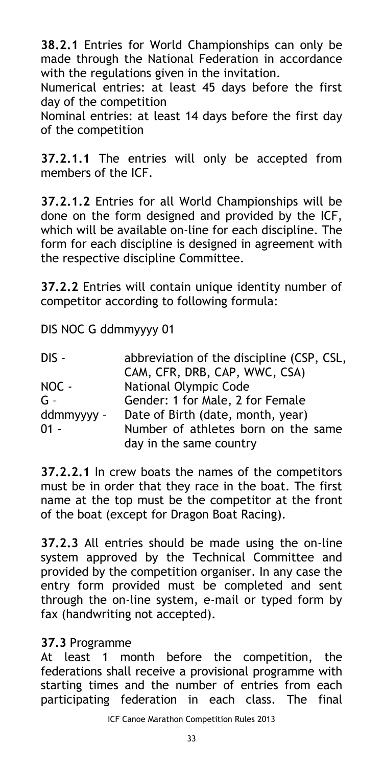**38.2.1** Entries for World Championships can only be made through the National Federation in accordance with the regulations given in the invitation.

Numerical entries: at least 45 days before the first day of the competition

Nominal entries: at least 14 days before the first day of the competition

**37.2.1.1** The entries will only be accepted from members of the ICF.

**37.2.1.2** Entries for all World Championships will be done on the form designed and provided by the ICF, which will be available on-line for each discipline. The form for each discipline is designed in agreement with the respective discipline Committee.

**37.2.2** Entries will contain unique identity number of competitor according to following formula:

DIS NOC G ddmmyyyy 01

| | |
|---|---|
| DIS - | abbreviation of the discipline (CSP, CSL, CAM, CFR, DRB, CAP, WWC, CSA) |
| NOC - | National Olympic Code |
| G – | Gender: 1 for Male, 2 for Female |
| ddmmyyyy – | Date of Birth (date, month, year) |
| 01 - | Number of athletes born on the same day in the same country |

**37.2.2.1** In crew boats the names of the competitors must be in order that they race in the boat. The first name at the top must be the competitor at the front of the boat (except for Dragon Boat Racing).

**37.2.3** All entries should be made using the on-line system approved by the Technical Committee and provided by the competition organiser. In any case the entry form provided must be completed and sent through the on-line system, e-mail or typed form by fax (handwriting not accepted).

**37.3** Programme

At least 1 month before the competition, the federations shall receive a provisional programme with starting times and the number of entries from each participating federation in each class. The final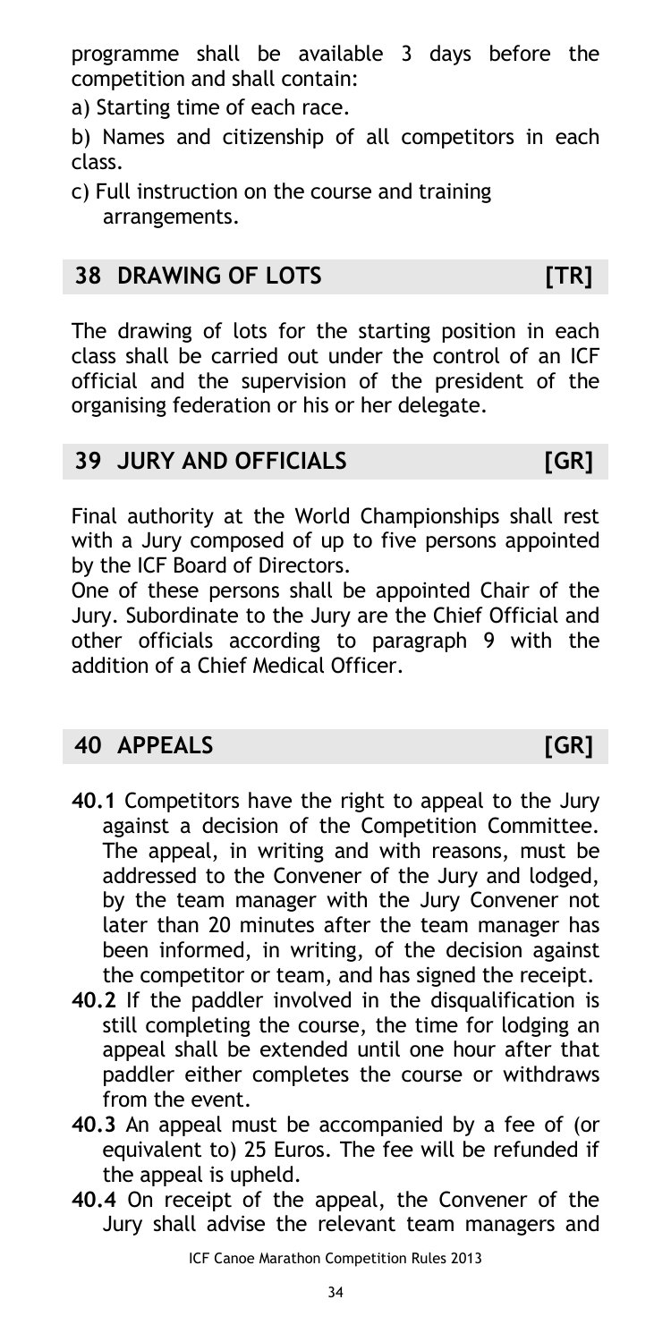programme shall be available 3 days before the competition and shall contain:

a) Starting time of each race.

b) Names and citizenship of all competitors in each class.

c) Full instruction on the course and training arrangements.

## 38 DRAWING OF LOTS [TR]

The drawing of lots for the starting position in each class shall be carried out under the control of an ICF official and the supervision of the president of the organising federation or his or her delegate.

## 39 JURY AND OFFICIALS [GR]

Final authority at the World Championships shall rest with a Jury composed of up to five persons appointed by the ICF Board of Directors.

One of these persons shall be appointed Chair of the Jury. Subordinate to the Jury are the Chief Official and other officials according to paragraph 9 with the addition of a Chief Medical Officer.

## 40 APPEALS [GR]

**40.1** Competitors have the right to appeal to the Jury against a decision of the Competition Committee. The appeal, in writing and with reasons, must be addressed to the Convener of the Jury and lodged, by the team manager with the Jury Convener not later than 20 minutes after the team manager has been informed, in writing, of the decision against the competitor or team, and has signed the receipt.

**40.2** If the paddler involved in the disqualification is still completing the course, the time for lodging an appeal shall be extended until one hour after that paddler either completes the course or withdraws from the event.

**40.3** An appeal must be accompanied by a fee of (or equivalent to) 25 Euros. The fee will be refunded if the appeal is upheld.

**40.4** On receipt of the appeal, the Convener of the Jury shall advise the relevant team managers and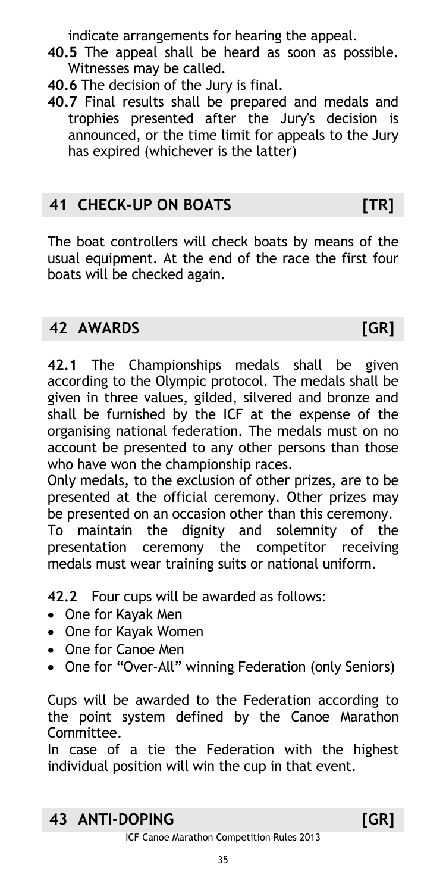indicate arrangements for hearing the appeal.

**40.5** The appeal shall be heard as soon as possible. Witnesses may be called.

**40.6** The decision of the Jury is final.

**40.7** Final results shall be prepared and medals and trophies presented after the Jury's decision is announced, or the time limit for appeals to the Jury has expired (whichever is the latter)

## 41 CHECK-UP ON BOATS [TR]

The boat controllers will check boats by means of the usual equipment. At the end of the race the first four boats will be checked again.

## 42 AWARDS [GR]

**42.1** The Championships medals shall be given according to the Olympic protocol. The medals shall be given in three values, gilded, silvered and bronze and shall be furnished by the ICF at the expense of the organising national federation. The medals must on no account be presented to any other persons than those who have won the championship races.

Only medals, to the exclusion of other prizes, are to be presented at the official ceremony. Other prizes may be presented on an occasion other than this ceremony.

To maintain the dignity and solemnity of the presentation ceremony the competitor receiving medals must wear training suits or national uniform.

**42.2** Four cups will be awarded as follows:

- One for Kayak Men
- One for Kayak Women
- One for Canoe Men
- One for "Over-All" winning Federation (only Seniors)

Cups will be awarded to the Federation according to the point system defined by the Canoe Marathon Committee.

In case of a tie the Federation with the highest individual position will win the cup in that event.

## 43 ANTI-DOPING [GR]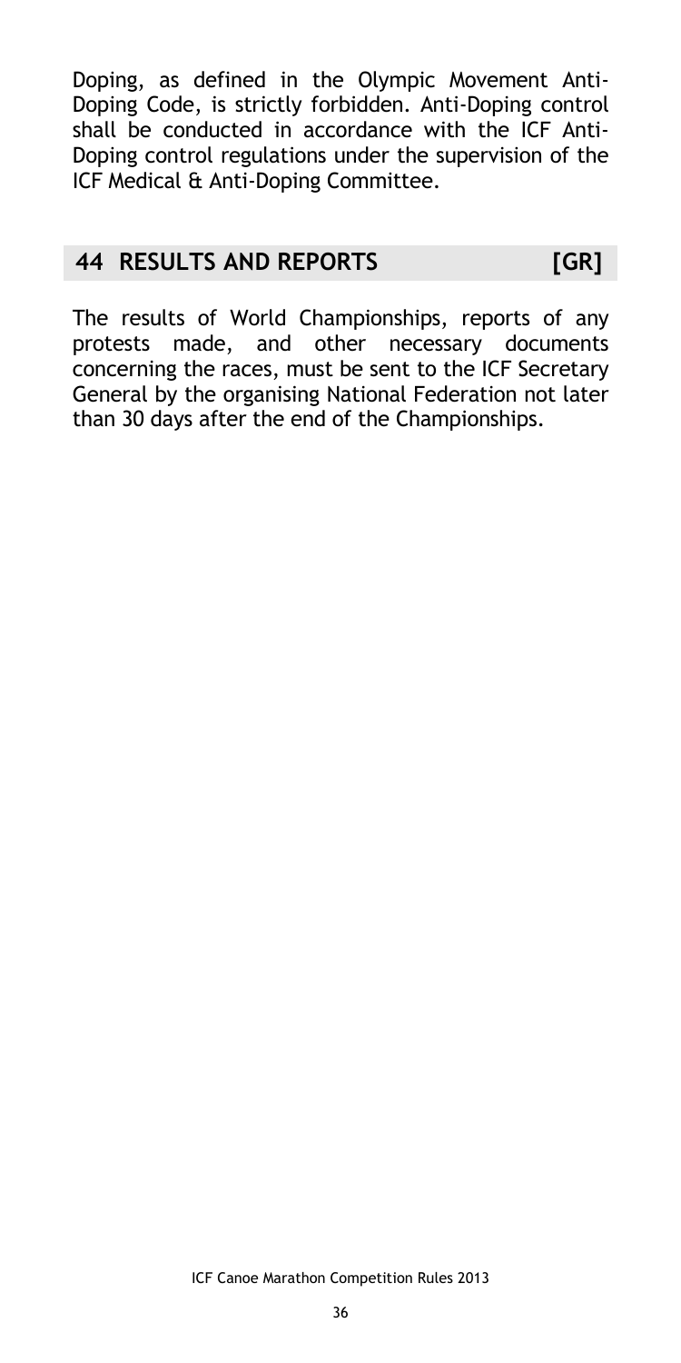Doping, as defined in the Olympic Movement Anti-Doping Code, is strictly forbidden. Anti-Doping control shall be conducted in accordance with the ICF Anti-Doping control regulations under the supervision of the ICF Medical & Anti-Doping Committee.

## 44 RESULTS AND REPORTS [GR]

The results of World Championships, reports of any protests made, and other necessary documents concerning the races, must be sent to the ICF Secretary General by the organising National Federation not later than 30 days after the end of the Championships.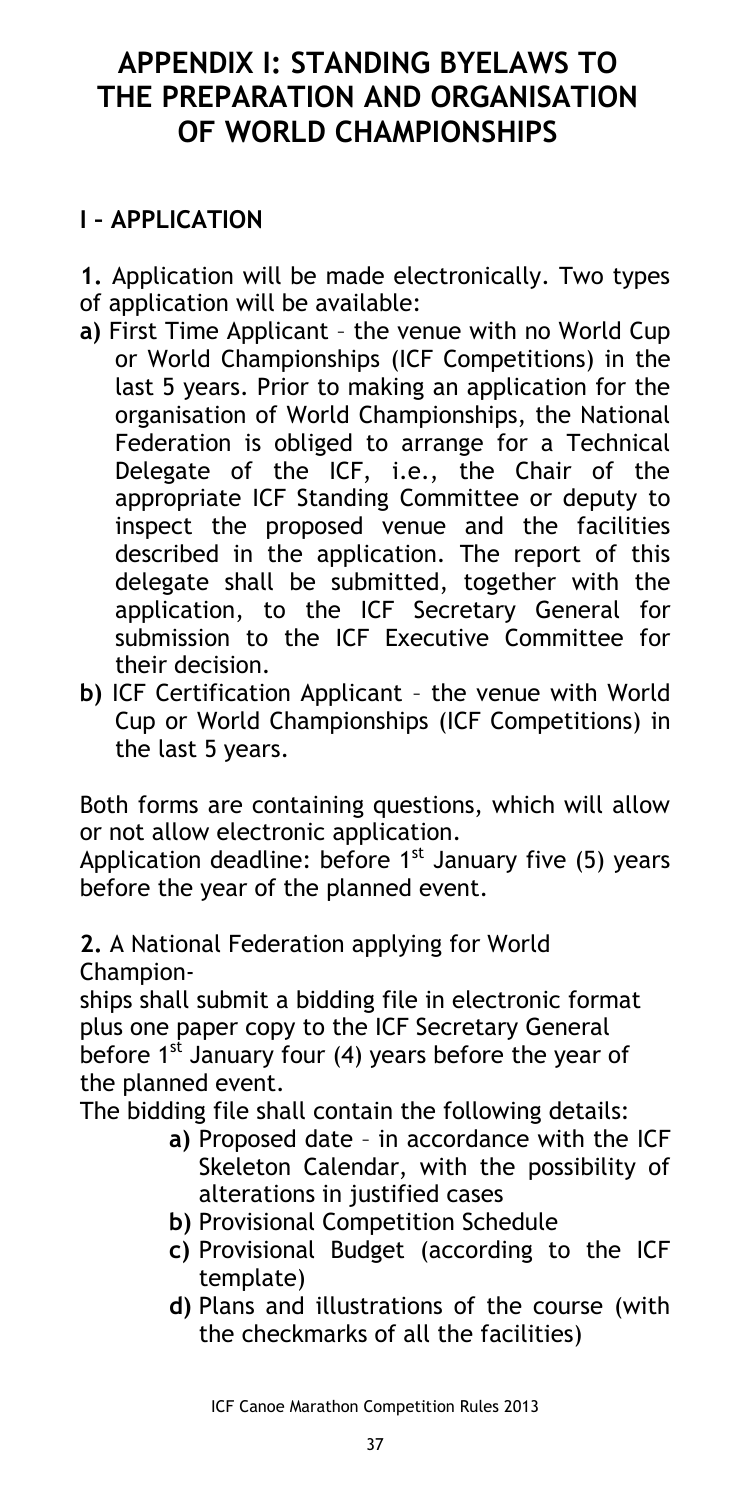# APPENDIX I: STANDING BYELAWS TO THE PREPARATION AND ORGANISATION OF WORLD CHAMPIONSHIPS

## I – APPLICATION

**1.** Application will be made electronically. Two types of application will be available:

**a)** First Time Applicant – the venue with no World Cup or World Championships (ICF Competitions) in the last 5 years. Prior to making an application for the organisation of World Championships, the National Federation is obliged to arrange for a Technical Delegate of the ICF, i.e., the Chair of the appropriate ICF Standing Committee or deputy to inspect the proposed venue and the facilities described in the application. The report of this delegate shall be submitted, together with the application, to the ICF Secretary General for submission to the ICF Executive Committee for their decision.

**b)** ICF Certification Applicant – the venue with World Cup or World Championships (ICF Competitions) in the last 5 years.

Both forms are containing questions, which will allow or not allow electronic application.

Application deadline: before 1st January five (5) years before the year of the planned event.

**2.** A National Federation applying for World Championships shall submit a bidding file in electronic format plus one paper copy to the ICF Secretary General before 1st January four (4) years before the year of the planned event.

The bidding file shall contain the following details:

**a)** Proposed date – in accordance with the ICF Skeleton Calendar, with the possibility of alterations in justified cases

**b)** Provisional Competition Schedule

**c)** Provisional Budget (according to the ICF template)

**d)** Plans and illustrations of the course (with the checkmarks of all the facilities)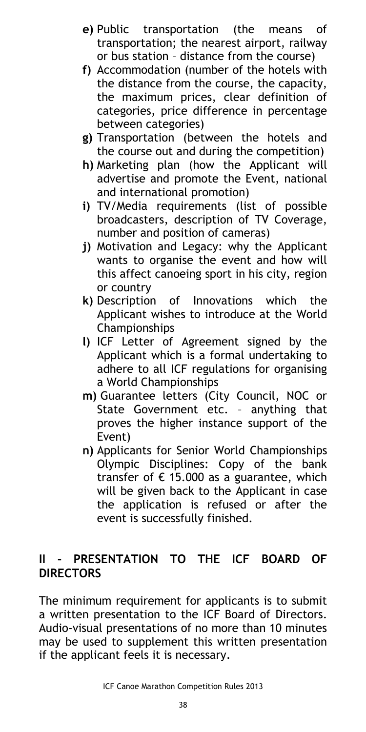- **e)** Public transportation (the means of transportation; the nearest airport, railway or bus station – distance from the course)
- **f)** Accommodation (number of the hotels with the distance from the course, the capacity, the maximum prices, clear definition of categories, price difference in percentage between categories)
- **g)** Transportation (between the hotels and the course out and during the competition)
- **h)** Marketing plan (how the Applicant will advertise and promote the Event, national and international promotion)
- **i)** TV/Media requirements (list of possible broadcasters, description of TV Coverage, number and position of cameras)
- **j)** Motivation and Legacy: why the Applicant wants to organise the event and how will this affect canoeing sport in his city, region or country
- **k)** Description of Innovations which the Applicant wishes to introduce at the World Championships
- **l)** ICF Letter of Agreement signed by the Applicant which is a formal undertaking to adhere to all ICF regulations for organising a World Championships
- **m)** Guarantee letters (City Council, NOC or State Government etc. – anything that proves the higher instance support of the Event)
- **n)** Applicants for Senior World Championships Olympic Disciplines: Copy of the bank transfer of € 15.000 as a guarantee, which will be given back to the Applicant in case the application is refused or after the event is successfully finished.

## II - PRESENTATION TO THE ICF BOARD OF DIRECTORS

The minimum requirement for applicants is to submit a written presentation to the ICF Board of Directors. Audio-visual presentations of no more than 10 minutes may be used to supplement this written presentation if the applicant feels it is necessary.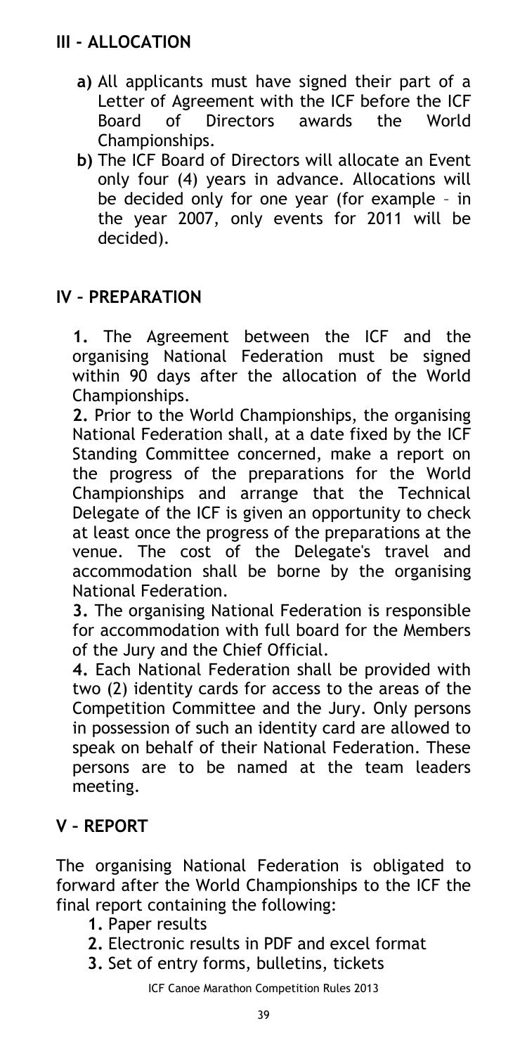## III - ALLOCATION

**a)** All applicants must have signed their part of a Letter of Agreement with the ICF before the ICF Board of Directors awards the World Championships.

**b)** The ICF Board of Directors will allocate an Event only four (4) years in advance. Allocations will be decided only for one year (for example – in the year 2007, only events for 2011 will be decided).

## IV – PREPARATION

**1.** The Agreement between the ICF and the organising National Federation must be signed within 90 days after the allocation of the World Championships.

**2.** Prior to the World Championships, the organising National Federation shall, at a date fixed by the ICF Standing Committee concerned, make a report on the progress of the preparations for the World Championships and arrange that the Technical Delegate of the ICF is given an opportunity to check at least once the progress of the preparations at the venue. The cost of the Delegate's travel and accommodation shall be borne by the organising National Federation.

**3.** The organising National Federation is responsible for accommodation with full board for the Members of the Jury and the Chief Official.

**4.** Each National Federation shall be provided with two (2) identity cards for access to the areas of the Competition Committee and the Jury. Only persons in possession of such an identity card are allowed to speak on behalf of their National Federation. These persons are to be named at the team leaders meeting.

## V – REPORT

The organising National Federation is obligated to forward after the World Championships to the ICF the final report containing the following:

**1.** Paper results
**2.** Electronic results in PDF and excel format
**3.** Set of entry forms, bulletins, tickets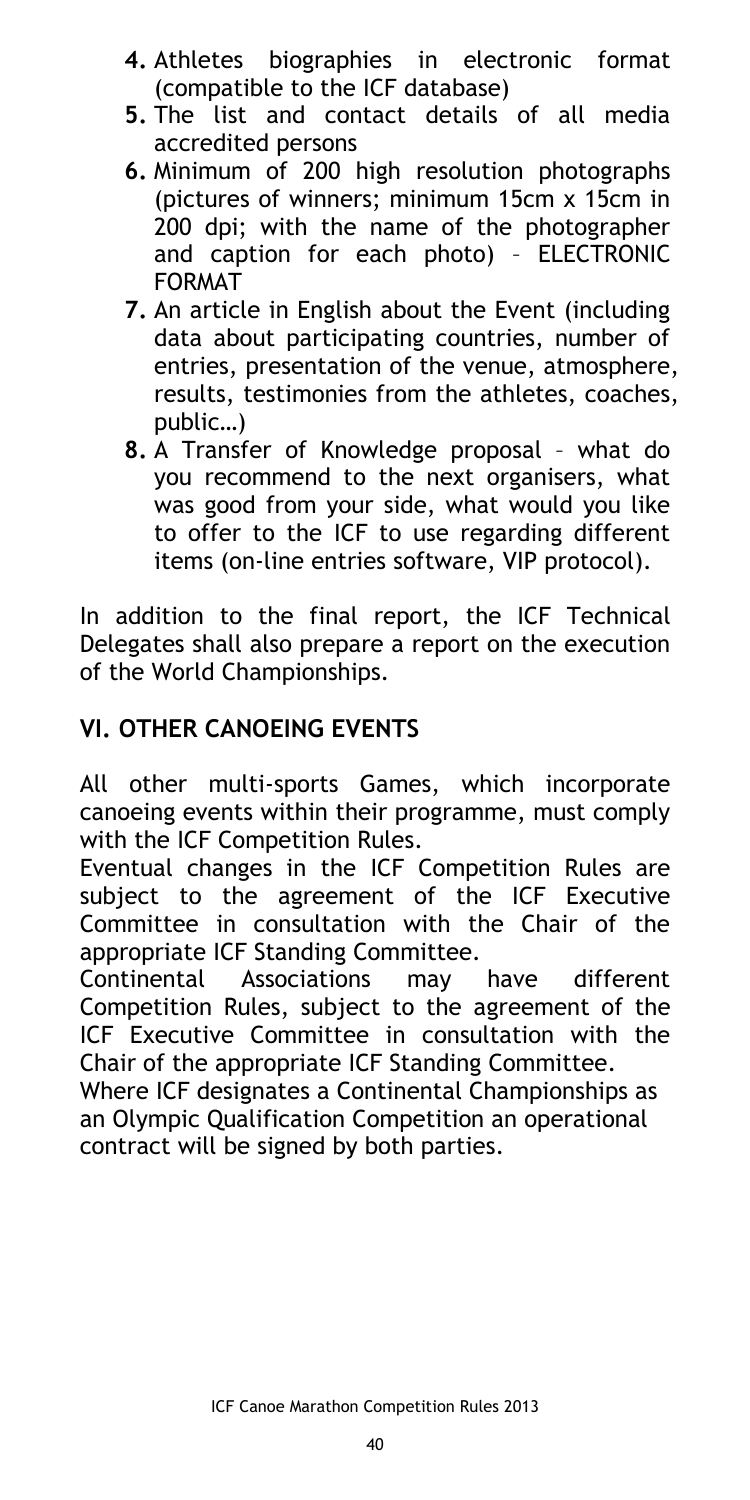4. Athletes biographies in electronic format (compatible to the ICF database)
5. The list and contact details of all media accredited persons
6. Minimum of 200 high resolution photographs (pictures of winners; minimum 15cm x 15cm in 200 dpi; with the name of the photographer and caption for each photo) – ELECTRONIC FORMAT
7. An article in English about the Event (including data about participating countries, number of entries, presentation of the venue, atmosphere, results, testimonies from the athletes, coaches, public…)
8. A Transfer of Knowledge proposal – what do you recommend to the next organisers, what was good from your side, what would you like to offer to the ICF to use regarding different items (on-line entries software, VIP protocol).

In addition to the final report, the ICF Technical Delegates shall also prepare a report on the execution of the World Championships.

## VI. OTHER CANOEING EVENTS

All other multi-sports Games, which incorporate canoeing events within their programme, must comply with the ICF Competition Rules.

Eventual changes in the ICF Competition Rules are subject to the agreement of the ICF Executive Committee in consultation with the Chair of the appropriate ICF Standing Committee.

Continental Associations may have different Competition Rules, subject to the agreement of the ICF Executive Committee in consultation with the Chair of the appropriate ICF Standing Committee.

Where ICF designates a Continental Championships as an Olympic Qualification Competition an operational contract will be signed by both parties.